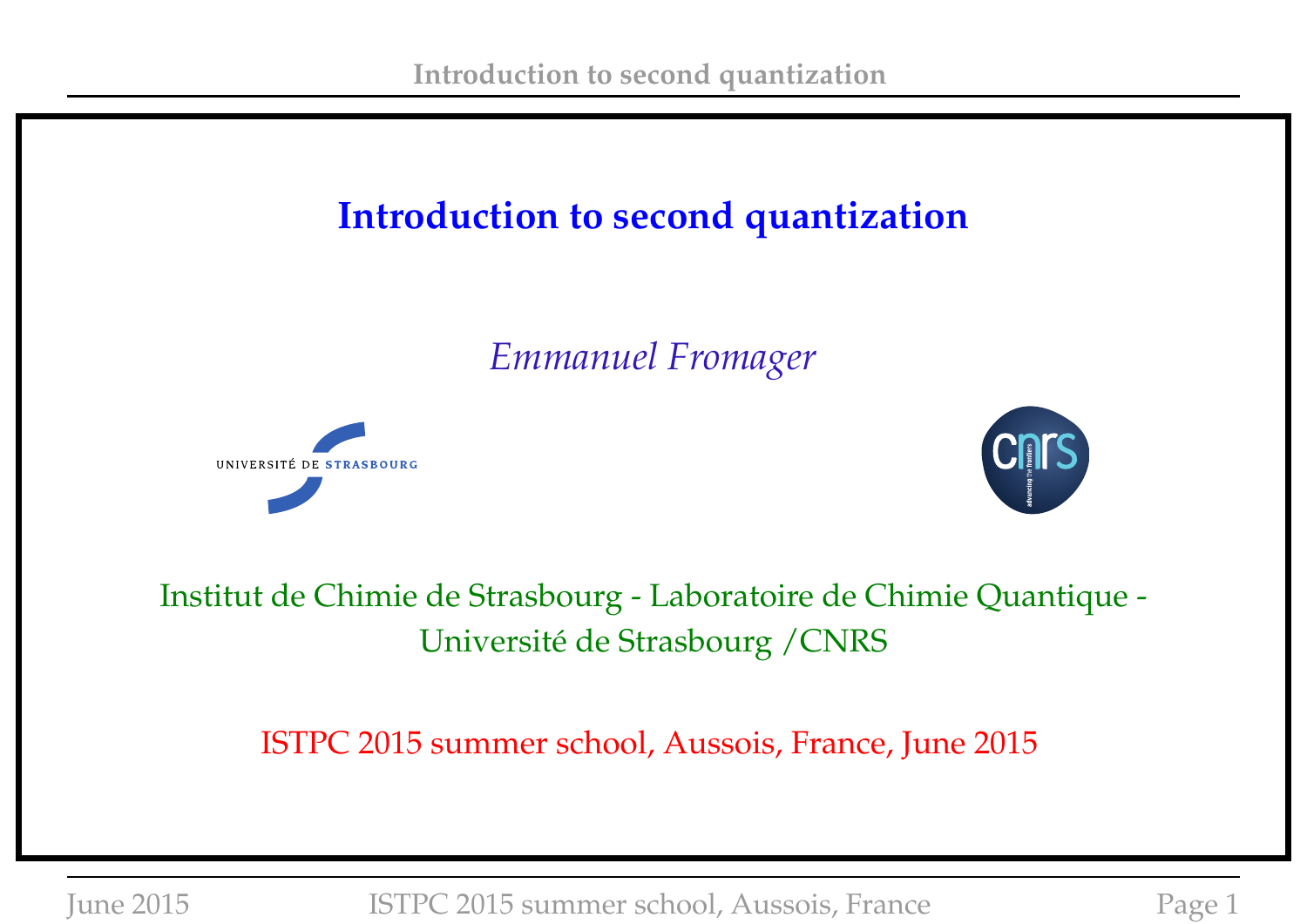# Introduction to second quantization

*Emmanuel Fromager*

Institut de Chimie de Strasbourg - Laboratoire de Chimie Quantique - Université de Strasbourg /CNRS

ISTPC 2015 summer school, Aussois, France, June 2015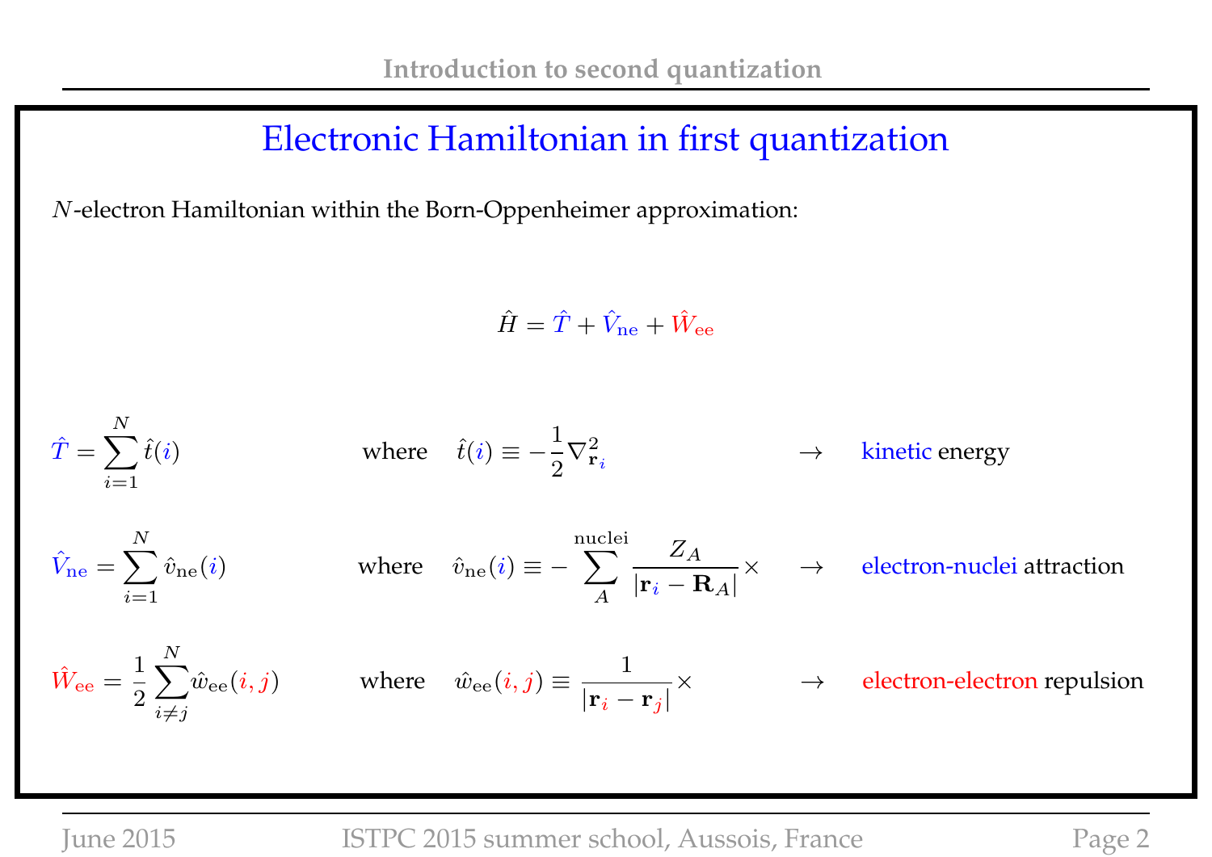# Electronic Hamiltonian in first quantization

$N$-electron Hamiltonian within the Born-Oppenheimer approximation:

$$\hat{H} = \hat{T} + \hat{V}_{\mathrm{ne}} + \hat{W}_{\mathrm{ee}}$$

$$\hat{T} = \sum_{i=1}^{N} \hat{t}(i) \quad \text{where} \quad \hat{t}(i) \equiv -\frac{1}{2}\nabla^2_{\mathbf{r}_i} \quad \rightarrow \quad \text{kinetic energy}$$

$$\hat{V}_{\mathrm{ne}} = \sum_{i=1}^{N} \hat{v}_{\mathrm{ne}}(i) \quad \text{where} \quad \hat{v}_{\mathrm{ne}}(i) \equiv -\sum_{A}^{\mathrm{nuclei}} \frac{Z_A}{|\mathbf{r}_i - \mathbf{R}_A|} \times \quad \rightarrow \quad \text{electron-nuclei attraction}$$

$$\hat{W}_{\mathrm{ee}} = \frac{1}{2}\sum_{i \neq j}^{N} \hat{w}_{\mathrm{ee}}(i,j) \quad \text{where} \quad \hat{w}_{\mathrm{ee}}(i,j) \equiv \frac{1}{|\mathbf{r}_i - \mathbf{r}_j|} \times \quad \rightarrow \quad \text{electron-electron repulsion}$$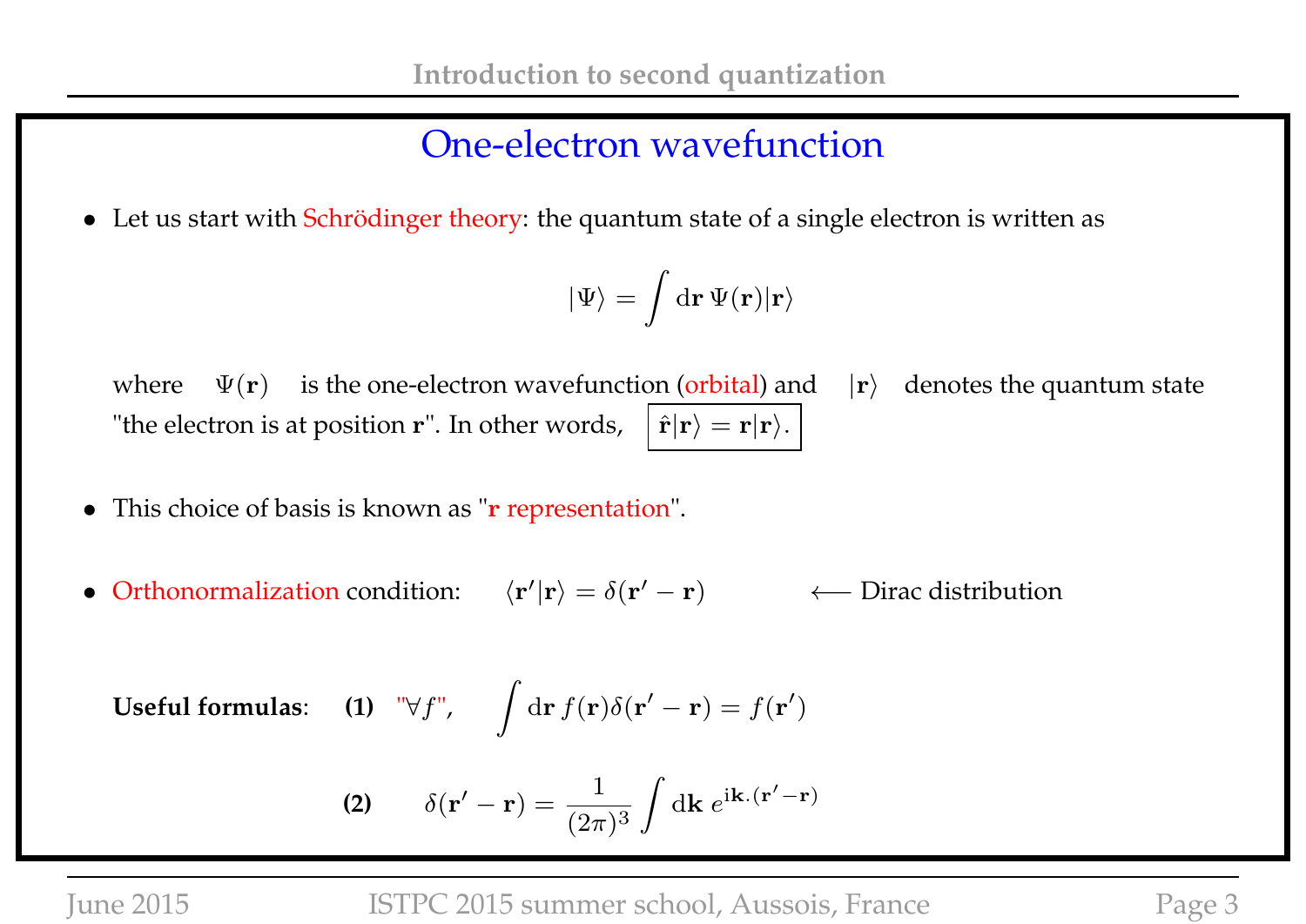## One-electron wavefunction

- Let us start with Schrödinger theory: the quantum state of a single electron is written as

$$|\Psi\rangle = \int \mathrm{d}\mathbf{r}\, \Psi(\mathbf{r})|\mathbf{r}\rangle$$

where $\Psi(\mathbf{r})$ is the one-electron wavefunction (orbital) and $|\mathbf{r}\rangle$ denotes the quantum state "the electron is at position $\mathbf{r}$". In other words, $\boxed{\hat{\mathbf{r}}|\mathbf{r}\rangle = \mathbf{r}|\mathbf{r}\rangle.}$

- This choice of basis is known as "$\mathbf{r}$ representation".

- Orthonormalization condition: $\langle \mathbf{r}'|\mathbf{r}\rangle = \delta(\mathbf{r}' - \mathbf{r})$ $\longleftarrow$ Dirac distribution

**Useful formulas**: **(1)** "$\forall f$", $\displaystyle\int \mathrm{d}\mathbf{r}\, f(\mathbf{r})\delta(\mathbf{r}' - \mathbf{r}) = f(\mathbf{r}')$

**(2)** $\displaystyle\delta(\mathbf{r}' - \mathbf{r}) = \frac{1}{(2\pi)^3}\int \mathrm{d}\mathbf{k}\; e^{\mathrm{i}\mathbf{k}.(\mathbf{r}'-\mathbf{r})}$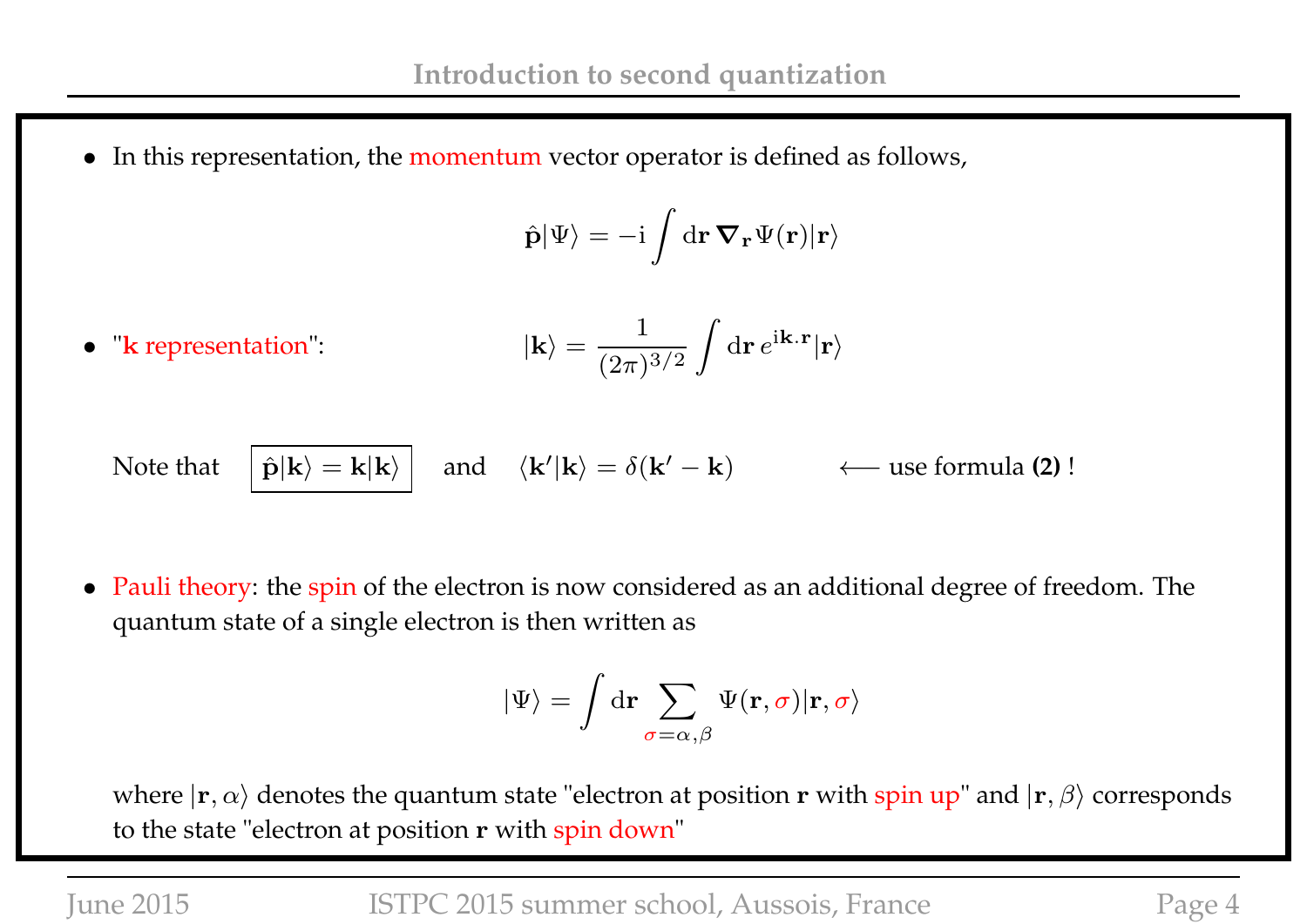- In this representation, the momentum vector operator is defined as follows,

$$\hat{\mathbf{p}}|\Psi\rangle = -\mathrm{i}\int \mathrm{d}\mathbf{r}\,\boldsymbol{\nabla}_{\mathbf{r}}\Psi(\mathbf{r})|\mathbf{r}\rangle$$

- "**k** representation": $$|\mathbf{k}\rangle = \frac{1}{(2\pi)^{3/2}}\int \mathrm{d}\mathbf{r}\, e^{\mathrm{i}\mathbf{k}.\mathbf{r}}|\mathbf{r}\rangle$$

  Note that $\boxed{\hat{\mathbf{p}}|\mathbf{k}\rangle = \mathbf{k}|\mathbf{k}\rangle}$ and $\langle\mathbf{k}'|\mathbf{k}\rangle = \delta(\mathbf{k}'-\mathbf{k})$ ⟵ use formula **(2)** !

- Pauli theory: the spin of the electron is now considered as an additional degree of freedom. The quantum state of a single electron is then written as

$$|\Psi\rangle = \int \mathrm{d}\mathbf{r}\sum_{\sigma=\alpha,\beta}\Psi(\mathbf{r},\sigma)|\mathbf{r},\sigma\rangle$$

  where $|\mathbf{r},\alpha\rangle$ denotes the quantum state "electron at position $\mathbf{r}$ with spin up" and $|\mathbf{r},\beta\rangle$ corresponds to the state "electron at position $\mathbf{r}$ with spin down"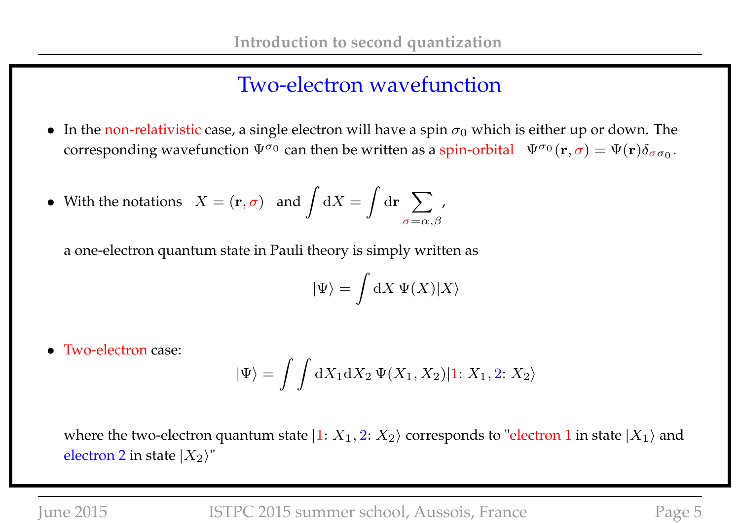# Two-electron wavefunction

- In the non-relativistic case, a single electron will have a spin $\sigma_0$ which is either up or down. The corresponding wavefunction $\Psi^{\sigma_0}$ can then be written as a spin-orbital $\Psi^{\sigma_0}(\mathbf{r}, \sigma) = \Psi(\mathbf{r})\delta_{\sigma\sigma_0}$.

- With the notations $X = (\mathbf{r}, \sigma)$ and $\int \mathrm{d}X = \int \mathrm{d}\mathbf{r} \sum_{\sigma=\alpha,\beta}$,

  a one-electron quantum state in Pauli theory is simply written as

$$|\Psi\rangle = \int \mathrm{d}X \; \Psi(X)|X\rangle$$

- Two-electron case:

$$|\Psi\rangle = \int\int \mathrm{d}X_1\mathrm{d}X_2 \; \Psi(X_1, X_2)|1\colon X_1, 2\colon X_2\rangle$$

  where the two-electron quantum state $|1\colon X_1, 2\colon X_2\rangle$ corresponds to "electron 1 in state $|X_1\rangle$ and electron 2 in state $|X_2\rangle$"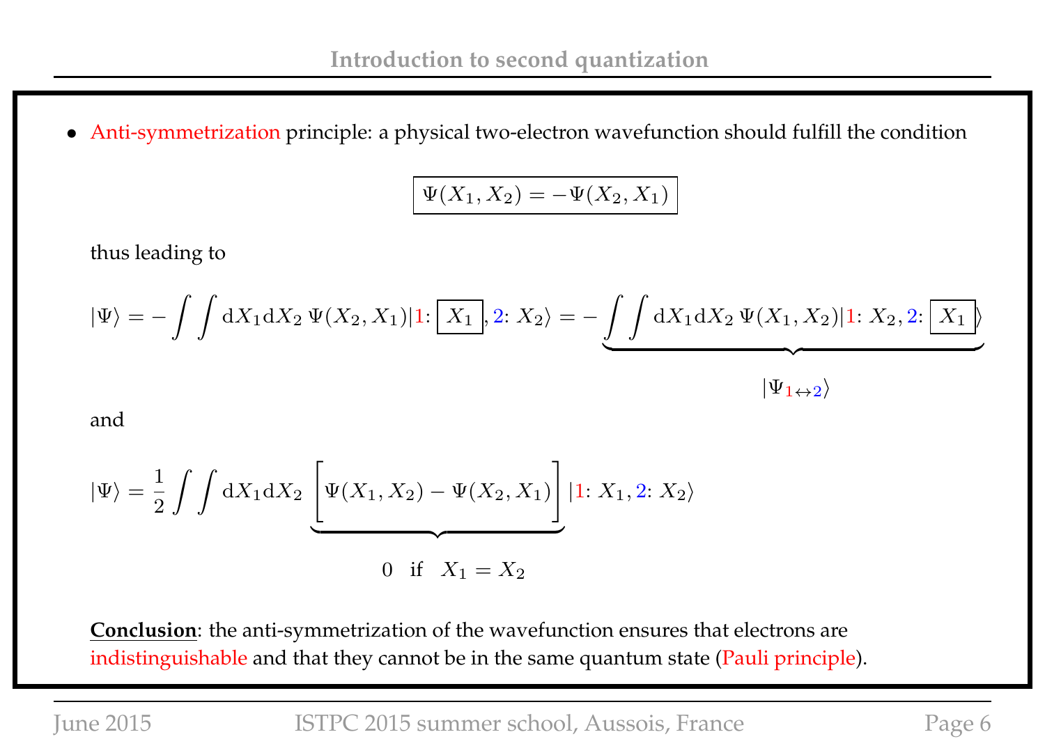- Anti-symmetrization principle: a physical two-electron wavefunction should fulfill the condition

$$\boxed{\Psi(X_1, X_2) = -\Psi(X_2, X_1)}$$

thus leading to

$$|\Psi\rangle = -\int\int \mathrm{d}X_1\mathrm{d}X_2\, \Psi(X_2, X_1)|1\colon \boxed{X_1}, 2\colon X_2\rangle = -\underbrace{\int\int \mathrm{d}X_1\mathrm{d}X_2\, \Psi(X_1, X_2)|1\colon X_2, 2\colon \boxed{X_1}\rangle}_{|\Psi_{1\leftrightarrow 2}\rangle}$$

and

$$|\Psi\rangle = \frac{1}{2}\int\int \mathrm{d}X_1\mathrm{d}X_2\, \underbrace{\Big[\Psi(X_1, X_2) - \Psi(X_2, X_1)\Big]}_{0 \quad \text{if} \quad X_1 = X_2}|1\colon X_1, 2\colon X_2\rangle$$

**Conclusion**: the anti-symmetrization of the wavefunction ensures that electrons are indistinguishable and that they cannot be in the same quantum state (Pauli principle).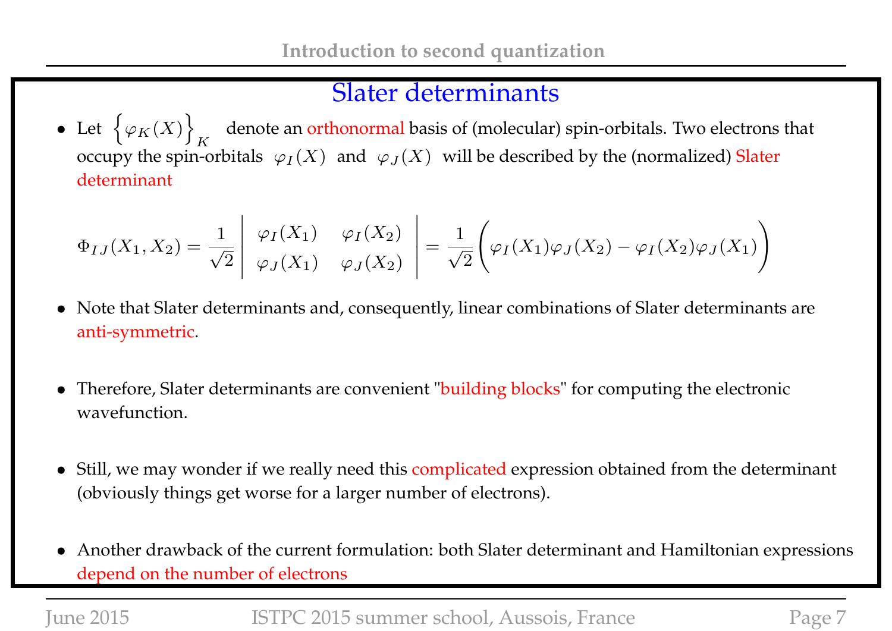## Slater determinants

- Let $\left\{\varphi_K(X)\right\}_K$ denote an orthonormal basis of (molecular) spin-orbitals. Two electrons that occupy the spin-orbitals $\varphi_I(X)$ and $\varphi_J(X)$ will be described by the (normalized) Slater determinant

$$\Phi_{IJ}(X_1, X_2) = \frac{1}{\sqrt{2}} \begin{vmatrix} \varphi_I(X_1) & \varphi_I(X_2) \\ \varphi_J(X_1) & \varphi_J(X_2) \end{vmatrix} = \frac{1}{\sqrt{2}} \Big( \varphi_I(X_1)\varphi_J(X_2) - \varphi_I(X_2)\varphi_J(X_1) \Big)$$

- Note that Slater determinants and, consequently, linear combinations of Slater determinants are anti-symmetric.

- Therefore, Slater determinants are convenient "building blocks" for computing the electronic wavefunction.

- Still, we may wonder if we really need this complicated expression obtained from the determinant (obviously things get worse for a larger number of electrons).

- Another drawback of the current formulation: both Slater determinant and Hamiltonian expressions depend on the number of electrons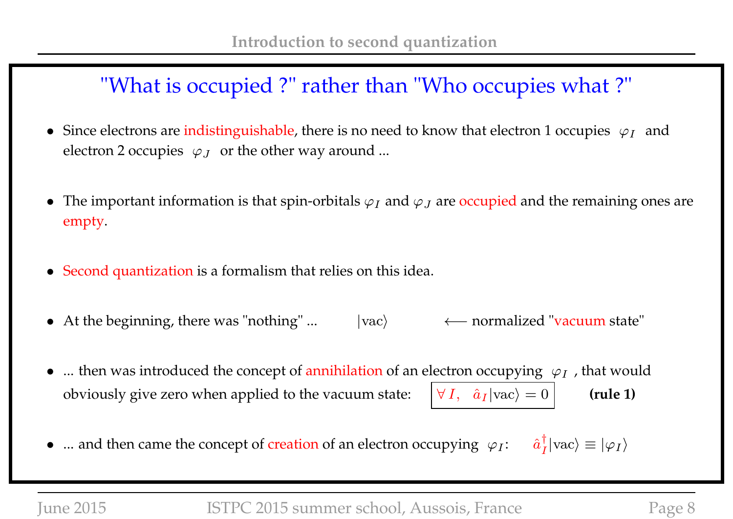## "What is occupied ?" rather than "Who occupies what ?"

- Since electrons are indistinguishable, there is no need to know that electron 1 occupies $\varphi_I$ and electron 2 occupies $\varphi_J$ or the other way around ...

- The important information is that spin-orbitals $\varphi_I$ and $\varphi_J$ are occupied and the remaining ones are empty.

- Second quantization is a formalism that relies on this idea.

- At the beginning, there was "nothing" ... $|\text{vac}\rangle$ $\longleftarrow$ normalized "vacuum state"

- ... then was introduced the concept of annihilation of an electron occupying $\varphi_I$, that would obviously give zero when applied to the vacuum state: $\boxed{\forall\, I, \quad \hat{a}_I|\text{vac}\rangle = 0}$ **(rule 1)**

- ... and then came the concept of creation of an electron occupying $\varphi_I$: $\hat{a}_I^\dagger|\text{vac}\rangle \equiv |\varphi_I\rangle$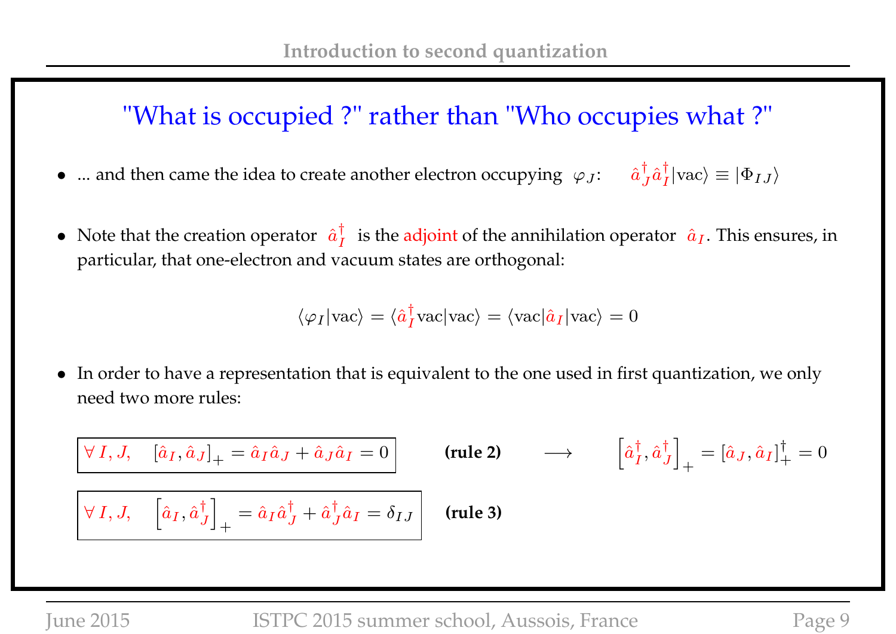## "What is occupied ?" rather than "Who occupies what ?"

- ... and then came the idea to create another electron occupying $\varphi_J$: $\quad \hat{a}_J^\dagger \hat{a}_I^\dagger |\text{vac}\rangle \equiv |\Phi_{IJ}\rangle$

- Note that the creation operator $\hat{a}_I^\dagger$ is the adjoint of the annihilation operator $\hat{a}_I$. This ensures, in particular, that one-electron and vacuum states are orthogonal:

$$\langle \varphi_I | \text{vac} \rangle = \langle \hat{a}_I^\dagger \text{vac} | \text{vac} \rangle = \langle \text{vac} | \hat{a}_I | \text{vac} \rangle = 0$$

- In order to have a representation that is equivalent to the one used in first quantization, we only need two more rules:

$$\boxed{\forall\, I, J, \quad [\hat{a}_I, \hat{a}_J]_+ = \hat{a}_I \hat{a}_J + \hat{a}_J \hat{a}_I = 0} \qquad \textbf{(rule 2)} \qquad \longrightarrow \qquad \left[\hat{a}_I^\dagger, \hat{a}_J^\dagger\right]_+ = [\hat{a}_J, \hat{a}_I]_+^\dagger = 0$$

$$\boxed{\forall\, I, J, \quad \left[\hat{a}_I, \hat{a}_J^\dagger\right]_+ = \hat{a}_I \hat{a}_J^\dagger + \hat{a}_J^\dagger \hat{a}_I = \delta_{IJ}} \qquad \textbf{(rule 3)}$$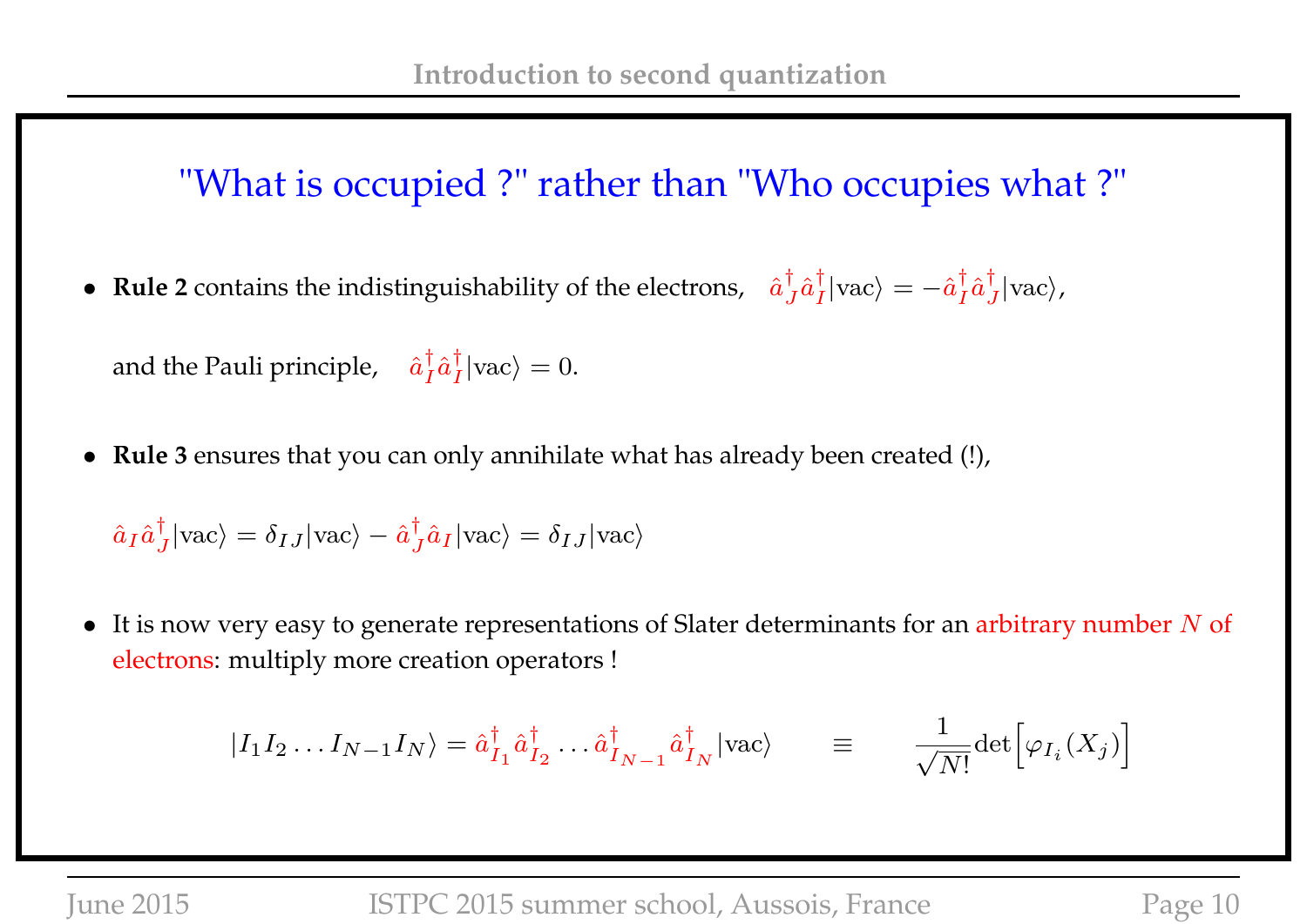## "What is occupied ?" rather than "Who occupies what ?"

- **Rule 2** contains the indistinguishability of the electrons, $\hat{a}_J^\dagger \hat{a}_I^\dagger |\text{vac}\rangle = -\hat{a}_I^\dagger \hat{a}_J^\dagger |\text{vac}\rangle$,

  and the Pauli principle, $\hat{a}_I^\dagger \hat{a}_I^\dagger |\text{vac}\rangle = 0$.

- **Rule 3** ensures that you can only annihilate what has already been created (!),

  $\hat{a}_I \hat{a}_J^\dagger |\text{vac}\rangle = \delta_{IJ}|\text{vac}\rangle - \hat{a}_J^\dagger \hat{a}_I |\text{vac}\rangle = \delta_{IJ}|\text{vac}\rangle$

- It is now very easy to generate representations of Slater determinants for an arbitrary number $N$ of electrons: multiply more creation operators !

$$|I_1 I_2 \ldots I_{N-1} I_N\rangle = \hat{a}_{I_1}^\dagger \hat{a}_{I_2}^\dagger \ldots \hat{a}_{I_{N-1}}^\dagger \hat{a}_{I_N}^\dagger |\text{vac}\rangle \qquad \equiv \qquad \frac{1}{\sqrt{N!}} \det\Big[\varphi_{I_i}(X_j)\Big]$$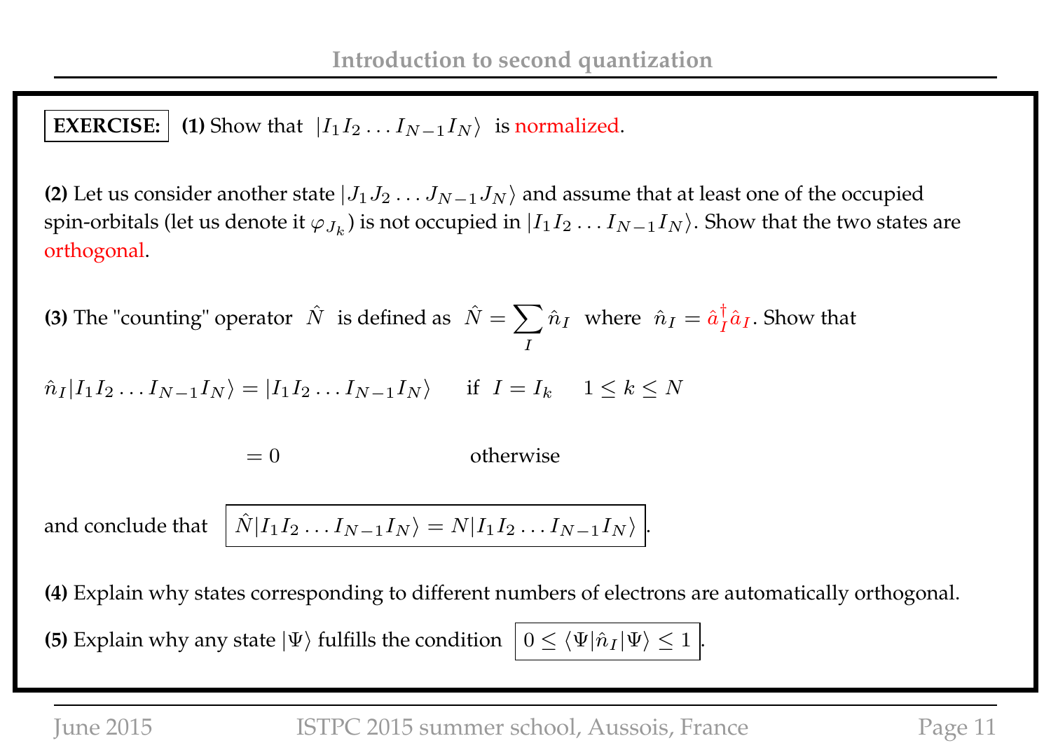**EXERCISE:** **(1)** Show that $|I_1 I_2 \ldots I_{N-1} I_N\rangle$ is normalized.

**(2)** Let us consider another state $|J_1 J_2 \ldots J_{N-1} J_N\rangle$ and assume that at least one of the occupied spin-orbitals (let us denote it $\varphi_{J_k}$) is not occupied in $|I_1 I_2 \ldots I_{N-1} I_N\rangle$. Show that the two states are orthogonal.

**(3)** The "counting" operator $\hat{N}$ is defined as $\hat{N} = \sum_I \hat{n}_I$ where $\hat{n}_I = \hat{a}_I^\dagger \hat{a}_I$. Show that

$$\hat{n}_I |I_1 I_2 \ldots I_{N-1} I_N\rangle = |I_1 I_2 \ldots I_{N-1} I_N\rangle \quad \text{if} \quad I = I_k \quad 1 \leq k \leq N$$

$$= 0 \quad \text{otherwise}$$

and conclude that

$$\boxed{\hat{N}|I_1 I_2 \ldots I_{N-1} I_N\rangle = N|I_1 I_2 \ldots I_{N-1} I_N\rangle}.$$

**(4)** Explain why states corresponding to different numbers of electrons are automatically orthogonal.

**(5)** Explain why any state $|\Psi\rangle$ fulfills the condition $\boxed{0 \leq \langle \Psi | \hat{n}_I | \Psi \rangle \leq 1}$.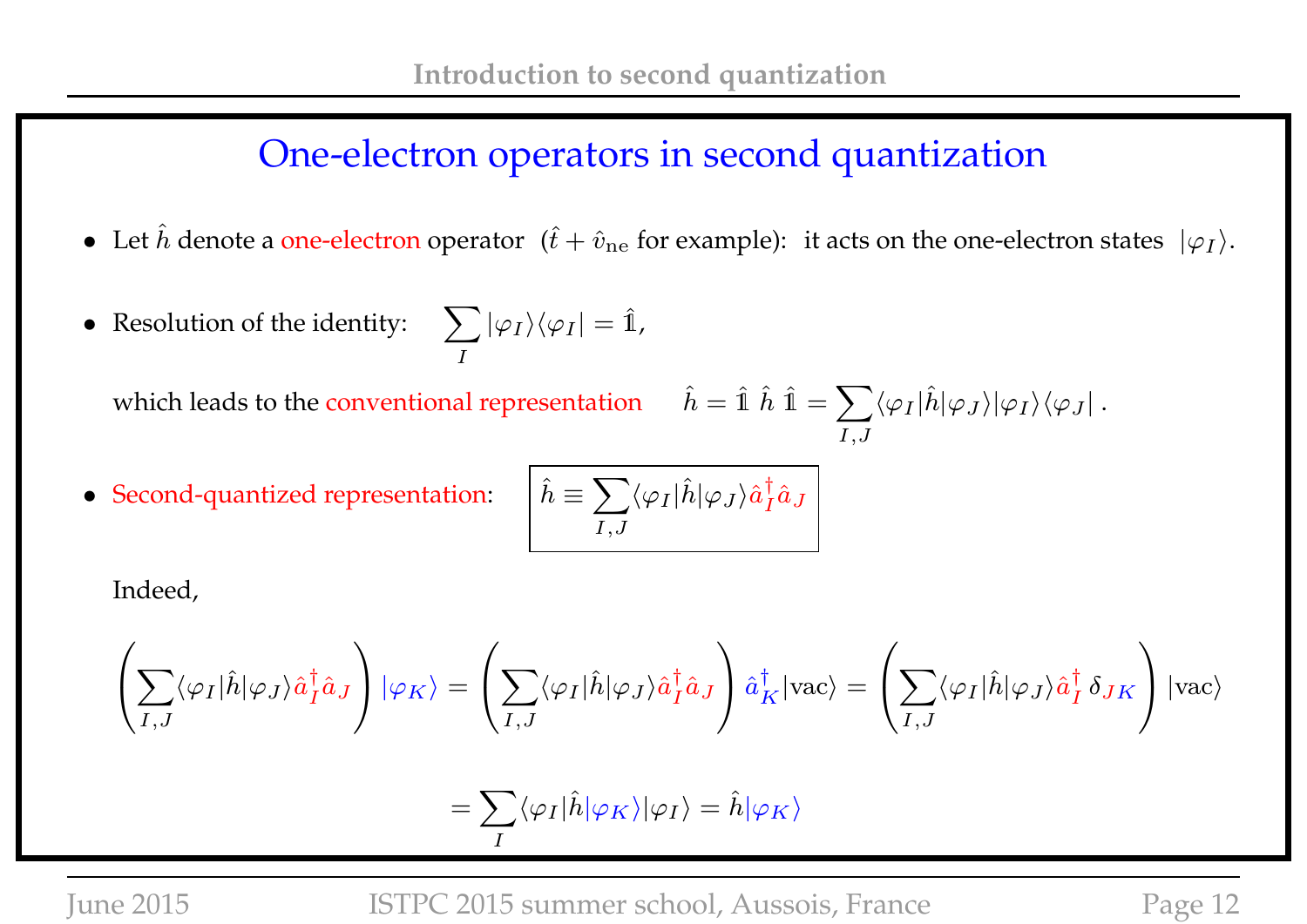## One-electron operators in second quantization

- Let $\hat{h}$ denote a one-electron operator ($\hat{t} + \hat{v}_{\rm ne}$ for example): it acts on the one-electron states $|\varphi_I\rangle$.

- Resolution of the identity: $\displaystyle\sum_I |\varphi_I\rangle\langle\varphi_I| = \hat{\mathbb{1}}$,

  which leads to the conventional representation $\displaystyle\hat{h} = \hat{\mathbb{1}}\ \hat{h}\ \hat{\mathbb{1}} = \sum_{I,J} \langle\varphi_I|\hat{h}|\varphi_J\rangle|\varphi_I\rangle\langle\varphi_J|$ .

- Second-quantized representation: $\boxed{\displaystyle\hat{h} \equiv \sum_{I,J} \langle\varphi_I|\hat{h}|\varphi_J\rangle \hat{a}_I^\dagger \hat{a}_J}$

  Indeed,

$$\left(\sum_{I,J} \langle\varphi_I|\hat{h}|\varphi_J\rangle \hat{a}_I^\dagger \hat{a}_J\right)|\varphi_K\rangle = \left(\sum_{I,J} \langle\varphi_I|\hat{h}|\varphi_J\rangle \hat{a}_I^\dagger \hat{a}_J\right)\hat{a}_K^\dagger|\text{vac}\rangle = \left(\sum_{I,J} \langle\varphi_I|\hat{h}|\varphi_J\rangle \hat{a}_I^\dagger\,\delta_{JK}\right)|\text{vac}\rangle$$

$$= \sum_I \langle\varphi_I|\hat{h}|\varphi_K\rangle|\varphi_I\rangle = \hat{h}|\varphi_K\rangle$$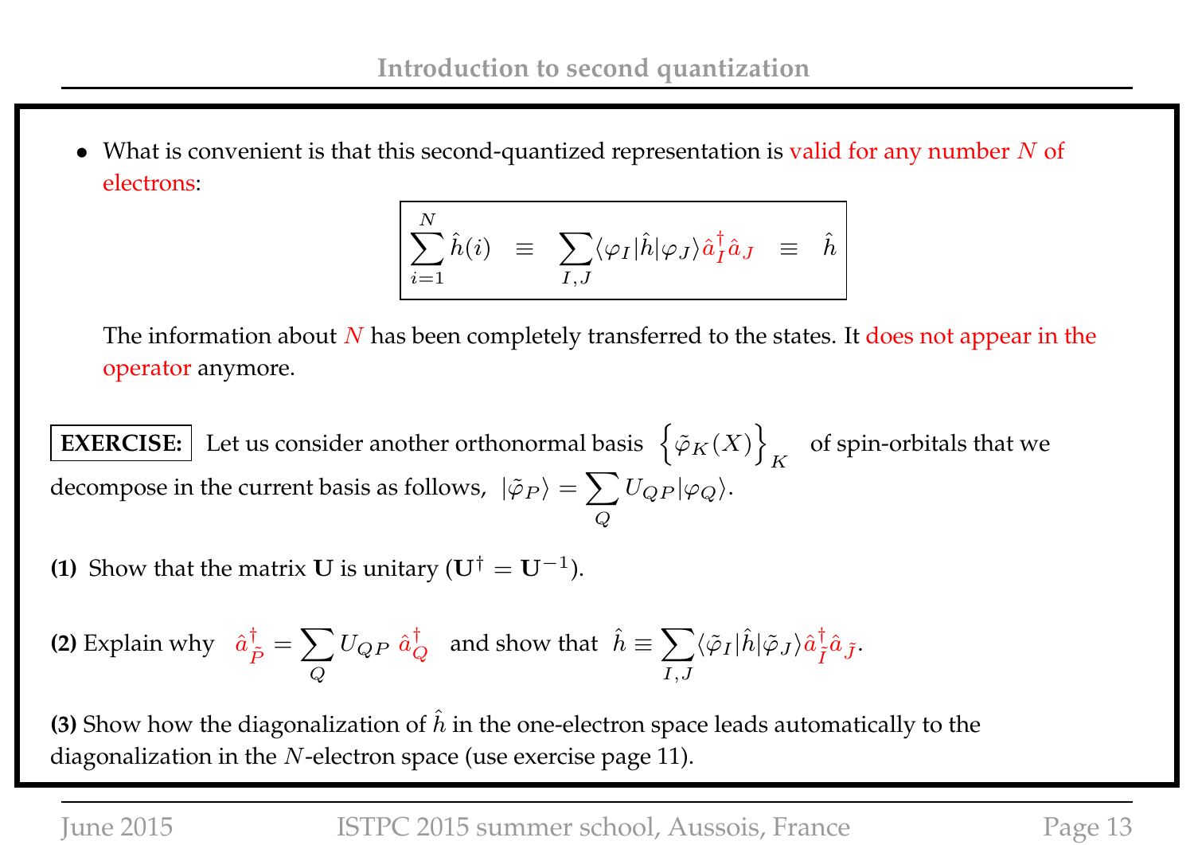- What is convenient is that this second-quantized representation is valid for any number $N$ of electrons:

$$\boxed{\sum_{i=1}^{N} \hat{h}(i) \quad \equiv \quad \sum_{I,J} \langle \varphi_I | \hat{h} | \varphi_J \rangle \hat{a}_I^\dagger \hat{a}_J \quad \equiv \quad \hat{h}}$$

The information about $N$ has been completely transferred to the states. It does not appear in the operator anymore.

**EXERCISE:** Let us consider another orthonormal basis $\left\{ \tilde{\varphi}_K(X) \right\}_K$ of spin-orbitals that we decompose in the current basis as follows, $|\tilde{\varphi}_P\rangle = \sum_Q U_{QP} |\varphi_Q\rangle$.

**(1)** Show that the matrix $\mathbf{U}$ is unitary ($\mathbf{U}^\dagger = \mathbf{U}^{-1}$).

**(2)** Explain why $\hat{a}_{\tilde{P}}^\dagger = \sum_Q U_{QP} \, \hat{a}_Q^\dagger$ and show that $\hat{h} \equiv \sum_{I,J} \langle \tilde{\varphi}_I | \hat{h} | \tilde{\varphi}_J \rangle \hat{a}_{\tilde{I}}^\dagger \hat{a}_{\tilde{J}}$.

**(3)** Show how the diagonalization of $\hat{h}$ in the one-electron space leads automatically to the diagonalization in the $N$-electron space (use exercise page 11).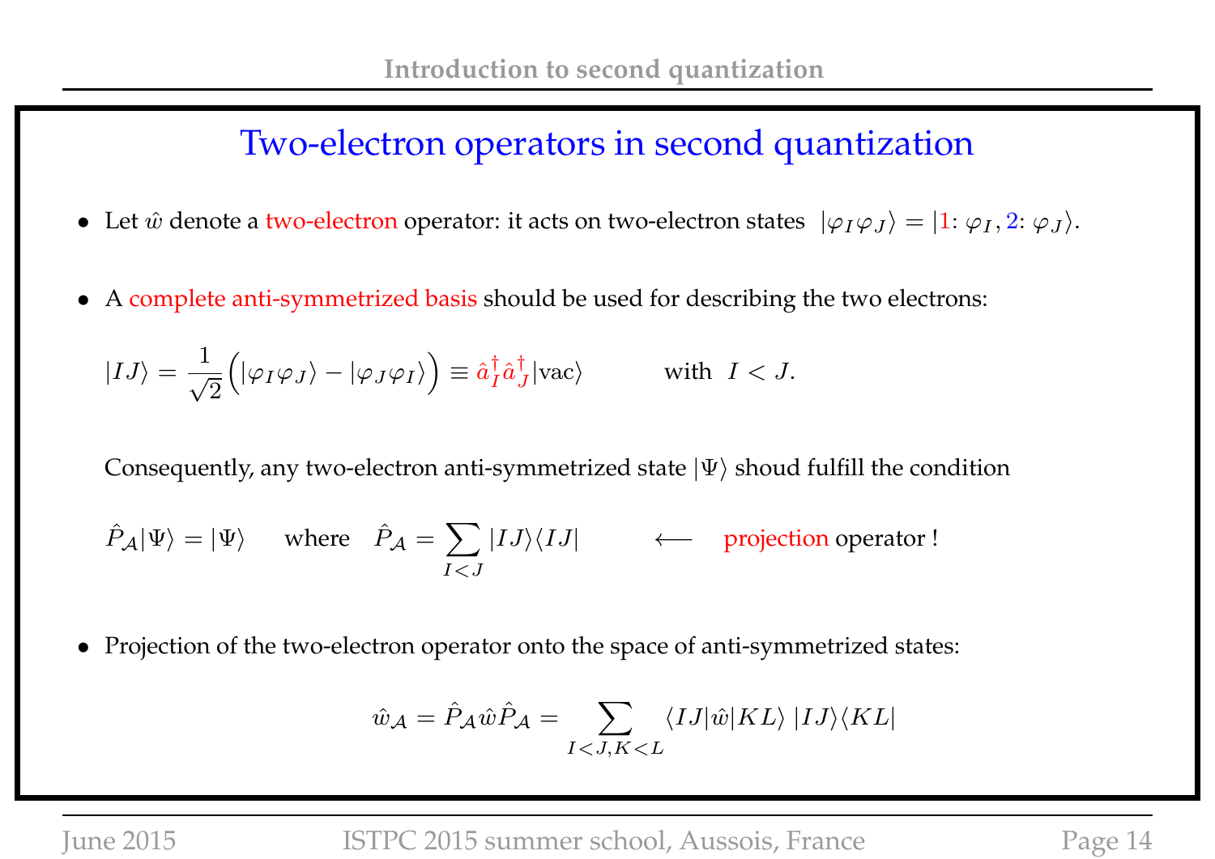# Two-electron operators in second quantization

- Let $\hat{w}$ denote a two-electron operator: it acts on two-electron states $|\varphi_I \varphi_J\rangle = |1\colon \varphi_I, 2\colon \varphi_J\rangle$.

- A complete anti-symmetrized basis should be used for describing the two electrons:

$$|IJ\rangle = \frac{1}{\sqrt{2}}\Big(|\varphi_I \varphi_J\rangle - |\varphi_J \varphi_I\rangle\Big) \equiv \hat{a}_I^\dagger \hat{a}_J^\dagger |\text{vac}\rangle \qquad \text{with} \;\; I < J.$$

  Consequently, any two-electron anti-symmetrized state $|\Psi\rangle$ shoud fulfill the condition

$$\hat{P}_{\mathcal{A}}|\Psi\rangle = |\Psi\rangle \quad \text{where} \quad \hat{P}_{\mathcal{A}} = \sum_{I<J} |IJ\rangle\langle IJ| \qquad \longleftarrow \quad \text{projection operator !}$$

- Projection of the two-electron operator onto the space of anti-symmetrized states:

$$\hat{w}_{\mathcal{A}} = \hat{P}_{\mathcal{A}} \hat{w} \hat{P}_{\mathcal{A}} = \sum_{I<J, K<L} \langle IJ|\hat{w}|KL\rangle \, |IJ\rangle\langle KL|$$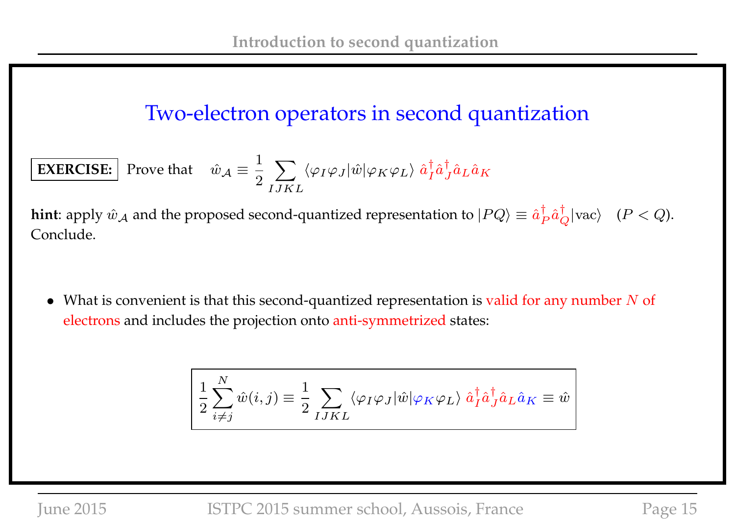# Two-electron operators in second quantization

**EXERCISE:** Prove that $\hat{w}_{\mathcal{A}} \equiv \dfrac{1}{2} \displaystyle\sum_{IJKL} \langle \varphi_I \varphi_J | \hat{w} | \varphi_K \varphi_L \rangle \; \hat{a}_I^\dagger \hat{a}_J^\dagger \hat{a}_L \hat{a}_K$

**hint**: apply $\hat{w}_{\mathcal{A}}$ and the proposed second-quantized representation to $|PQ\rangle \equiv \hat{a}_P^\dagger \hat{a}_Q^\dagger |\text{vac}\rangle \quad (P < Q)$. Conclude.

- What is convenient is that this second-quantized representation is valid for any number $N$ of electrons and includes the projection onto anti-symmetrized states:

$$\frac{1}{2} \sum_{i \neq j}^{N} \hat{w}(i,j) \equiv \frac{1}{2} \sum_{IJKL} \langle \varphi_I \varphi_J | \hat{w} | \varphi_K \varphi_L \rangle \; \hat{a}_I^\dagger \hat{a}_J^\dagger \hat{a}_L \hat{a}_K \equiv \hat{w}$$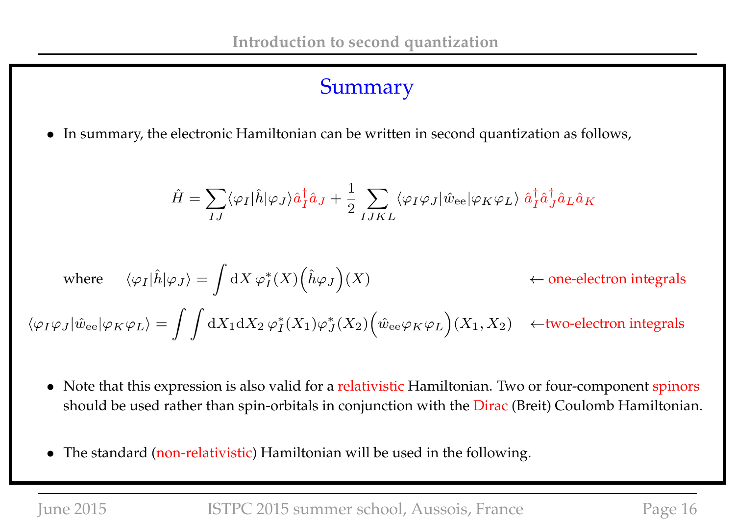# Summary

- In summary, the electronic Hamiltonian can be written in second quantization as follows,

$$\hat{H} = \sum_{IJ} \langle \varphi_I | \hat{h} | \varphi_J \rangle \hat{a}_I^\dagger \hat{a}_J + \frac{1}{2} \sum_{IJKL} \langle \varphi_I \varphi_J | \hat{w}_{\text{ee}} | \varphi_K \varphi_L \rangle \; \hat{a}_I^\dagger \hat{a}_J^\dagger \hat{a}_L \hat{a}_K$$

where $\langle \varphi_I | \hat{h} | \varphi_J \rangle = \int \mathrm{d}X \, \varphi_I^*(X) \Big( \hat{h} \varphi_J \Big)(X)$ ← one-electron integrals

$\langle \varphi_I \varphi_J | \hat{w}_{\text{ee}} | \varphi_K \varphi_L \rangle = \int \int \mathrm{d}X_1 \mathrm{d}X_2 \, \varphi_I^*(X_1) \varphi_J^*(X_2) \Big( \hat{w}_{\text{ee}} \varphi_K \varphi_L \Big)(X_1, X_2)$ ←two-electron integrals

- Note that this expression is also valid for a relativistic Hamiltonian. Two or four-component spinors should be used rather than spin-orbitals in conjunction with the Dirac (Breit) Coulomb Hamiltonian.

- The standard (non-relativistic) Hamiltonian will be used in the following.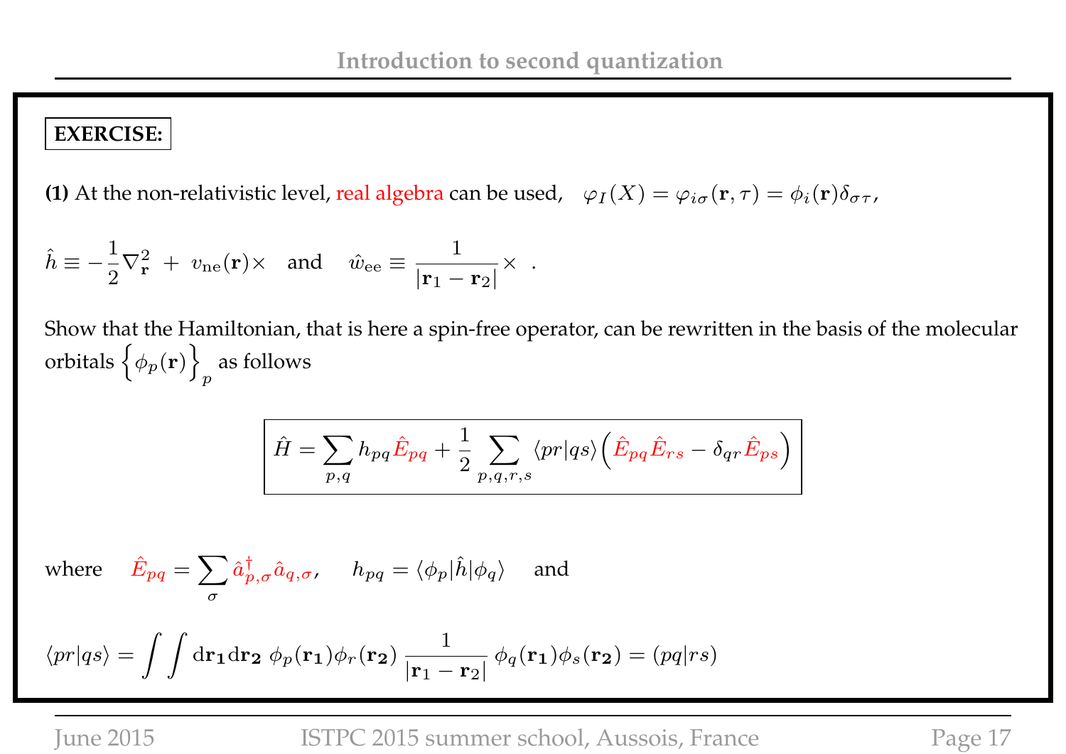**EXERCISE:**

**(1)** At the non-relativistic level, real algebra can be used, $\varphi_I(X) = \varphi_{i\sigma}(\mathbf{r}, \tau) = \phi_i(\mathbf{r})\delta_{\sigma\tau}$,

$$\hat{h} \equiv -\frac{1}{2}\nabla^2_{\mathbf{r}} \; + \; v_{\mathrm{ne}}(\mathbf{r})\times \quad \text{and} \quad \hat{w}_{\mathrm{ee}} \equiv \frac{1}{|\mathbf{r}_1 - \mathbf{r}_2|}\times \quad .$$

Show that the Hamiltonian, that is here a spin-free operator, can be rewritten in the basis of the molecular orbitals $\Big\{\phi_p(\mathbf{r})\Big\}_p$ as follows

$$\hat{H} = \sum_{p,q} h_{pq}\hat{E}_{pq} + \frac{1}{2}\sum_{p,q,r,s}\langle pr|qs\rangle\Big(\hat{E}_{pq}\hat{E}_{rs} - \delta_{qr}\hat{E}_{ps}\Big)$$

where $\hat{E}_{pq} = \sum_{\sigma}\hat{a}^{\dagger}_{p,\sigma}\hat{a}_{q,\sigma}$, $h_{pq} = \langle\phi_p|\hat{h}|\phi_q\rangle$ and

$$\langle pr|qs\rangle = \int\int \mathrm{d}\mathbf{r_1}\mathrm{d}\mathbf{r_2}\; \phi_p(\mathbf{r_1})\phi_r(\mathbf{r_2})\;\frac{1}{|\mathbf{r}_1 - \mathbf{r}_2|}\;\phi_q(\mathbf{r_1})\phi_s(\mathbf{r_2}) = (pq|rs)$$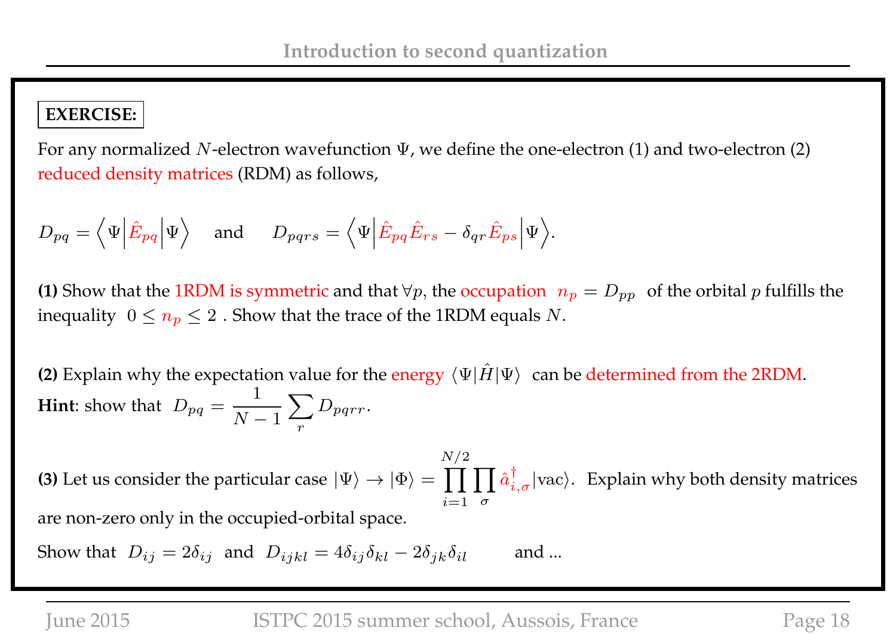**EXERCISE:**

For any normalized $N$-electron wavefunction $\Psi$, we define the one-electron (1) and two-electron (2) reduced density matrices (RDM) as follows,

$$D_{pq} = \left\langle \Psi \middle| \hat{E}_{pq} \middle| \Psi \right\rangle \quad \text{and} \quad D_{pqrs} = \left\langle \Psi \middle| \hat{E}_{pq}\hat{E}_{rs} - \delta_{qr}\hat{E}_{ps} \middle| \Psi \right\rangle.$$

**(1)** Show that the 1RDM is symmetric and that $\forall p$, the occupation $n_p = D_{pp}$ of the orbital $p$ fulfills the inequality $0 \leq n_p \leq 2$ . Show that the trace of the 1RDM equals $N$.

**(2)** Explain why the expectation value for the energy $\langle \Psi | \hat{H} | \Psi \rangle$ can be determined from the 2RDM.
**Hint**: show that $D_{pq} = \dfrac{1}{N-1} \sum_r D_{pqrr}$.

**(3)** Let us consider the particular case $|\Psi\rangle \rightarrow |\Phi\rangle = \prod_{i=1}^{N/2} \prod_{\sigma} \hat{a}^{\dagger}_{i,\sigma} |\text{vac}\rangle$. Explain why both density matrices are non-zero only in the occupied-orbital space.

Show that $D_{ij} = 2\delta_{ij}$ and $D_{ijkl} = 4\delta_{ij}\delta_{kl} - 2\delta_{jk}\delta_{il}$ and ...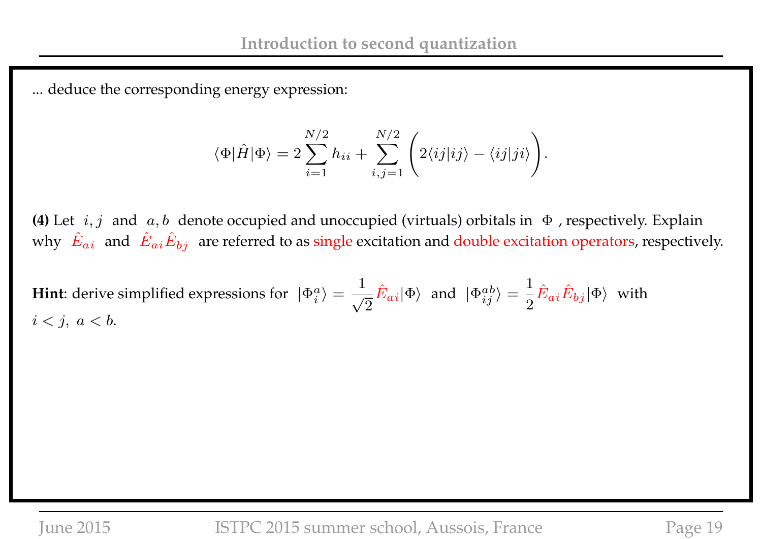... deduce the corresponding energy expression:

$$\langle\Phi|\hat{H}|\Phi\rangle = 2\sum_{i=1}^{N/2} h_{ii} + \sum_{i,j=1}^{N/2}\Bigg(2\langle ij|ij\rangle - \langle ij|ji\rangle\Bigg).$$

**(4)** Let $i, j$ and $a, b$ denote occupied and unoccupied (virtuals) orbitals in $\Phi$, respectively. Explain why $\hat{E}_{ai}$ and $\hat{E}_{ai}\hat{E}_{bj}$ are referred to as single excitation and double excitation operators, respectively.

**Hint**: derive simplified expressions for $|\Phi_i^a\rangle = \dfrac{1}{\sqrt{2}}\hat{E}_{ai}|\Phi\rangle$ and $|\Phi_{ij}^{ab}\rangle = \dfrac{1}{2}\hat{E}_{ai}\hat{E}_{bj}|\Phi\rangle$ with $i < j,\ a < b$.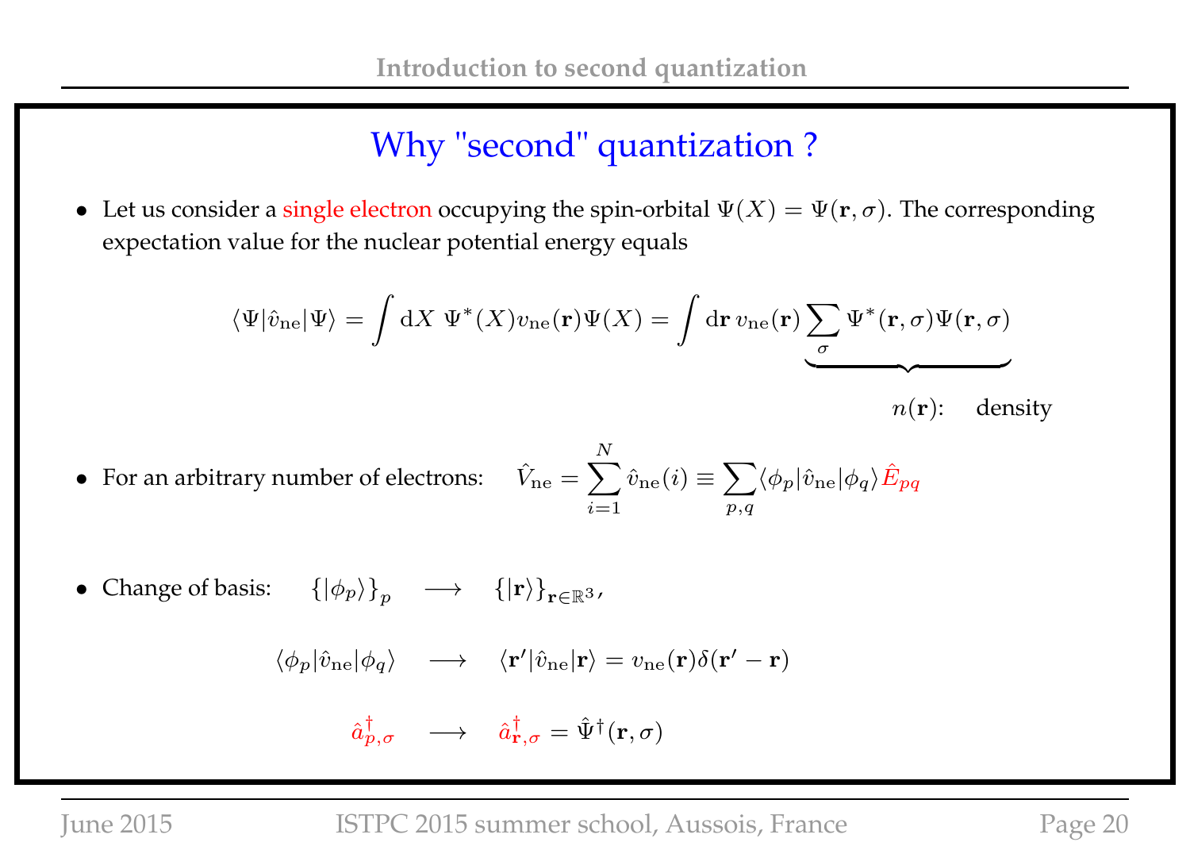## Why "second" quantization ?

- Let us consider a single electron occupying the spin-orbital $\Psi(X) = \Psi(\mathbf{r}, \sigma)$. The corresponding expectation value for the nuclear potential energy equals

$$\langle \Psi | \hat{v}_{\rm ne} | \Psi \rangle = \int \mathrm{d}X \; \Psi^*(X) v_{\rm ne}(\mathbf{r}) \Psi(X) = \int \mathrm{d}\mathbf{r} \, v_{\rm ne}(\mathbf{r}) \underbrace{\sum_{\sigma} \Psi^*(\mathbf{r}, \sigma) \Psi(\mathbf{r}, \sigma)}_{n(\mathbf{r}): \quad \text{density}}$$

- For an arbitrary number of electrons: $\quad \hat{V}_{\rm ne} = \displaystyle\sum_{i=1}^{N} \hat{v}_{\rm ne}(i) \equiv \sum_{p,q} \langle \phi_p | \hat{v}_{\rm ne} | \phi_q \rangle \hat{E}_{pq}$

- Change of basis: $\quad \{|\phi_p\rangle\}_p \quad \longrightarrow \quad \{|\mathbf{r}\rangle\}_{\mathbf{r} \in \mathbb{R}^3}$,

$$\langle \phi_p | \hat{v}_{\rm ne} | \phi_q \rangle \quad \longrightarrow \quad \langle \mathbf{r}' | \hat{v}_{\rm ne} | \mathbf{r} \rangle = v_{\rm ne}(\mathbf{r}) \delta(\mathbf{r}' - \mathbf{r})$$

$$\hat{a}^{\dagger}_{p,\sigma} \quad \longrightarrow \quad \hat{a}^{\dagger}_{\mathbf{r},\sigma} = \hat{\Psi}^{\dagger}(\mathbf{r}, \sigma)$$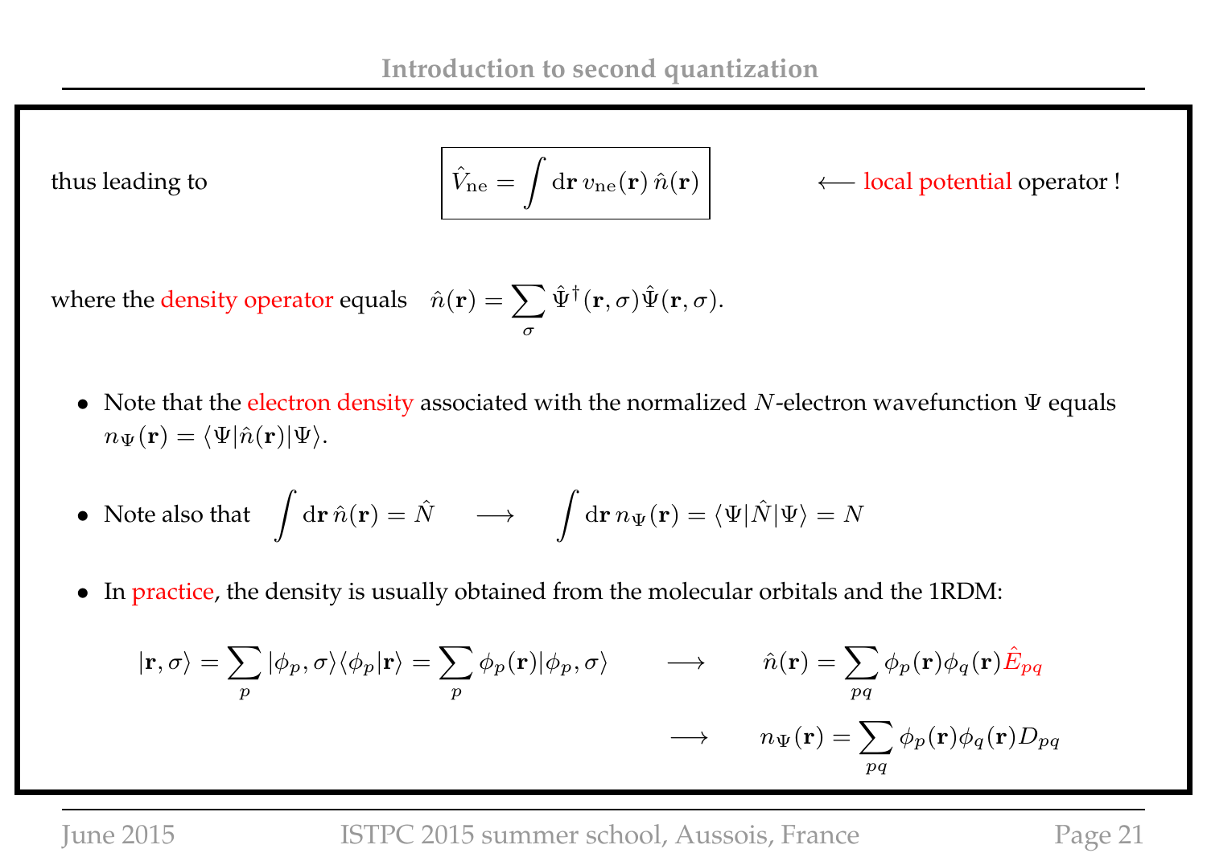thus leading to

$$\boxed{\hat{V}_{\rm ne} = \int \mathrm{d}\mathbf{r}\, v_{\rm ne}(\mathbf{r})\, \hat{n}(\mathbf{r})} \qquad \longleftarrow \text{local potential operator !}$$

where the density operator equals $\quad \hat{n}(\mathbf{r}) = \displaystyle\sum_{\sigma} \hat{\Psi}^{\dagger}(\mathbf{r},\sigma)\hat{\Psi}(\mathbf{r},\sigma).$

- Note that the electron density associated with the normalized $N$-electron wavefunction $\Psi$ equals $n_{\Psi}(\mathbf{r}) = \langle \Psi | \hat{n}(\mathbf{r}) | \Psi \rangle$.

- Note also that $\displaystyle\int \mathrm{d}\mathbf{r}\, \hat{n}(\mathbf{r}) = \hat{N} \quad \longrightarrow \quad \int \mathrm{d}\mathbf{r}\, n_{\Psi}(\mathbf{r}) = \langle \Psi | \hat{N} | \Psi \rangle = N$

- In practice, the density is usually obtained from the molecular orbitals and the 1RDM:

$$|\mathbf{r},\sigma\rangle = \sum_{p} |\phi_p,\sigma\rangle\langle\phi_p|\mathbf{r}\rangle = \sum_{p} \phi_p(\mathbf{r})|\phi_p,\sigma\rangle \qquad \longrightarrow \qquad \hat{n}(\mathbf{r}) = \sum_{pq} \phi_p(\mathbf{r})\phi_q(\mathbf{r})\hat{E}_{pq}$$

$$\longrightarrow \qquad n_{\Psi}(\mathbf{r}) = \sum_{pq} \phi_p(\mathbf{r})\phi_q(\mathbf{r})D_{pq}$$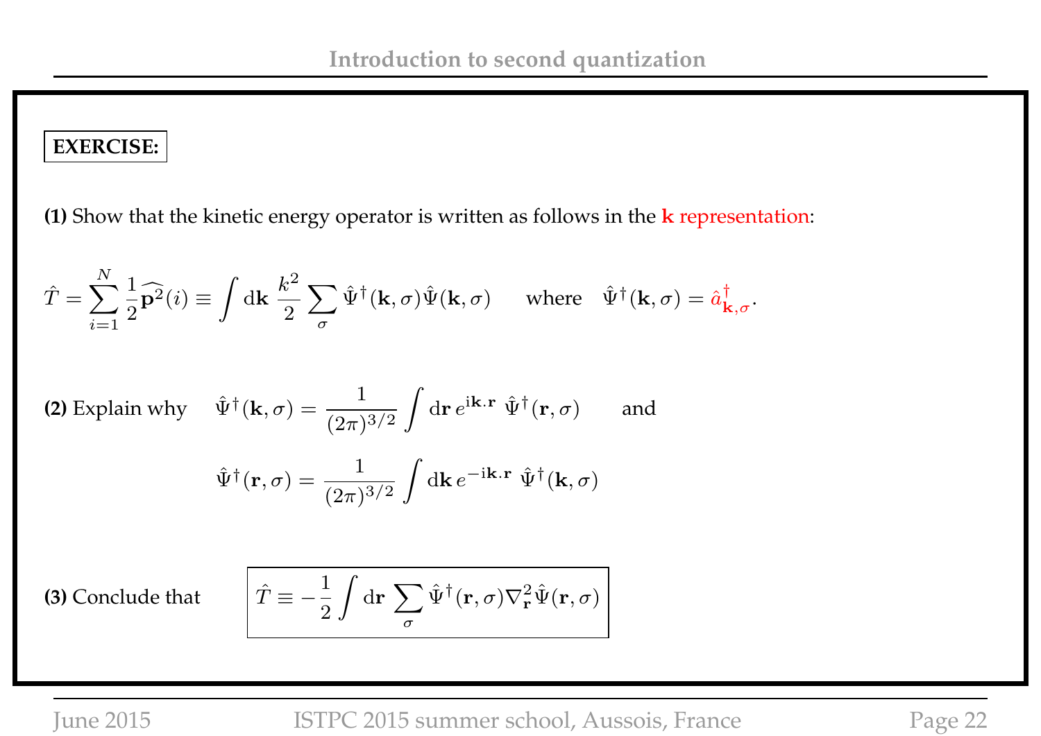**EXERCISE:**

**(1)** Show that the kinetic energy operator is written as follows in the **k** representation:

$$\hat{T} = \sum_{i=1}^{N} \frac{1}{2}\widehat{\mathbf{p}^2}(i) \equiv \int \mathrm{d}\mathbf{k}\ \frac{k^2}{2} \sum_{\sigma} \hat{\Psi}^\dagger(\mathbf{k},\sigma)\hat{\Psi}(\mathbf{k},\sigma) \qquad \text{where} \quad \hat{\Psi}^\dagger(\mathbf{k},\sigma) = \hat{a}^\dagger_{\mathbf{k},\sigma}.$$

**(2)** Explain why

$$\hat{\Psi}^\dagger(\mathbf{k},\sigma) = \frac{1}{(2\pi)^{3/2}} \int \mathrm{d}\mathbf{r}\, e^{\mathrm{i}\mathbf{k}.\mathbf{r}}\ \hat{\Psi}^\dagger(\mathbf{r},\sigma) \qquad \text{and}$$

$$\hat{\Psi}^\dagger(\mathbf{r},\sigma) = \frac{1}{(2\pi)^{3/2}} \int \mathrm{d}\mathbf{k}\, e^{-\mathrm{i}\mathbf{k}.\mathbf{r}}\ \hat{\Psi}^\dagger(\mathbf{k},\sigma)$$

**(3)** Conclude that

$$\boxed{\hat{T} \equiv -\frac{1}{2} \int \mathrm{d}\mathbf{r}\ \sum_{\sigma} \hat{\Psi}^\dagger(\mathbf{r},\sigma)\nabla^2_{\mathbf{r}}\hat{\Psi}(\mathbf{r},\sigma)}$$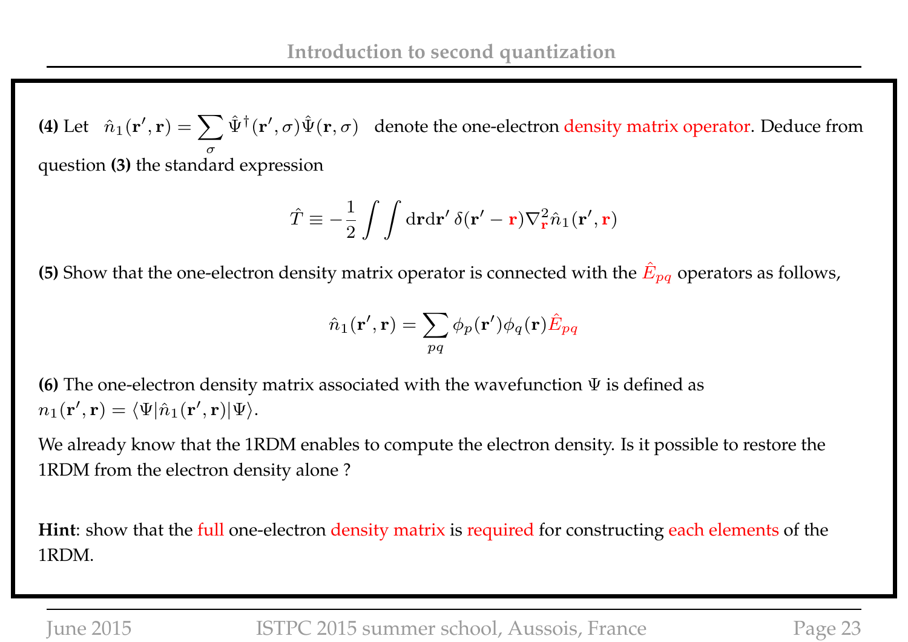**(4)** Let $\hat{n}_1(\mathbf{r}', \mathbf{r}) = \sum_\sigma \hat{\Psi}^\dagger(\mathbf{r}', \sigma)\hat{\Psi}(\mathbf{r}, \sigma)$ denote the one-electron density matrix operator. Deduce from question **(3)** the standard expression

$$\hat{T} \equiv -\frac{1}{2}\int\int \mathrm{d}\mathbf{r}\mathrm{d}\mathbf{r}'\, \delta(\mathbf{r}' - \mathbf{r})\nabla^2_{\mathbf{r}}\hat{n}_1(\mathbf{r}', \mathbf{r})$$

**(5)** Show that the one-electron density matrix operator is connected with the $\hat{E}_{pq}$ operators as follows,

$$\hat{n}_1(\mathbf{r}', \mathbf{r}) = \sum_{pq} \phi_p(\mathbf{r}')\phi_q(\mathbf{r})\hat{E}_{pq}$$

**(6)** The one-electron density matrix associated with the wavefunction $\Psi$ is defined as $n_1(\mathbf{r}', \mathbf{r}) = \langle\Psi|\hat{n}_1(\mathbf{r}', \mathbf{r})|\Psi\rangle$.

We already know that the 1RDM enables to compute the electron density. Is it possible to restore the 1RDM from the electron density alone ?

**Hint**: show that the full one-electron density matrix is required for constructing each elements of the 1RDM.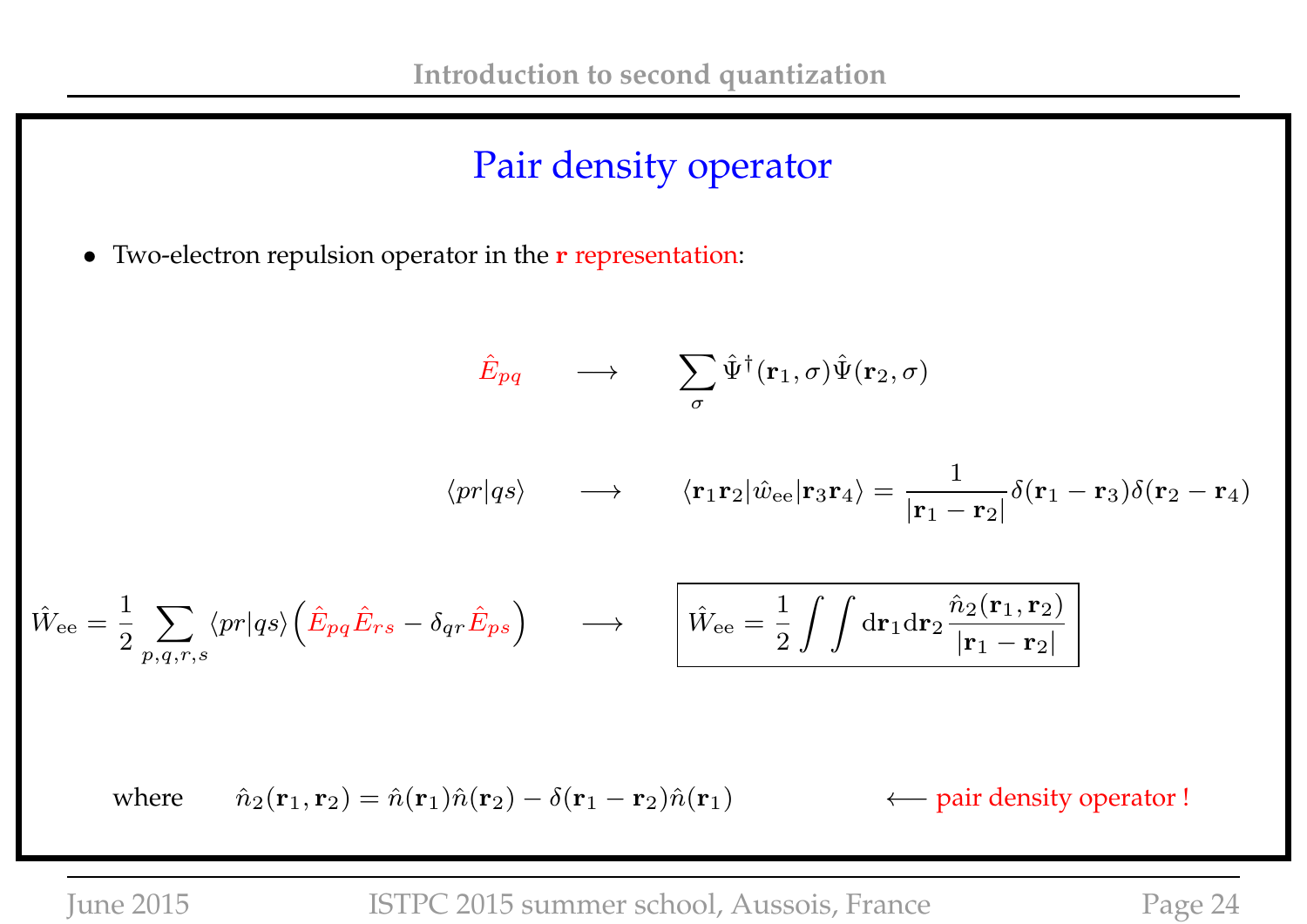# Pair density operator

- Two-electron repulsion operator in the **r** representation:

$$\hat{E}_{pq} \quad \longrightarrow \quad \sum_{\sigma} \hat{\Psi}^{\dagger}(\mathbf{r}_1, \sigma)\hat{\Psi}(\mathbf{r}_2, \sigma)$$

$$\langle pr|qs\rangle \quad \longrightarrow \quad \langle \mathbf{r}_1\mathbf{r}_2|\hat{w}_{\rm ee}|\mathbf{r}_3\mathbf{r}_4\rangle = \frac{1}{|\mathbf{r}_1 - \mathbf{r}_2|}\delta(\mathbf{r}_1 - \mathbf{r}_3)\delta(\mathbf{r}_2 - \mathbf{r}_4)$$

$$\hat{W}_{\rm ee} = \frac{1}{2}\sum_{p,q,r,s}\langle pr|qs\rangle\Big(\hat{E}_{pq}\hat{E}_{rs} - \delta_{qr}\hat{E}_{ps}\Big) \quad \longrightarrow \quad \boxed{\hat{W}_{\rm ee} = \frac{1}{2}\int\int {\rm d}\mathbf{r}_1{\rm d}\mathbf{r}_2\,\frac{\hat{n}_2(\mathbf{r}_1, \mathbf{r}_2)}{|\mathbf{r}_1 - \mathbf{r}_2|}}$$

where $\hat{n}_2(\mathbf{r}_1, \mathbf{r}_2) = \hat{n}(\mathbf{r}_1)\hat{n}(\mathbf{r}_2) - \delta(\mathbf{r}_1 - \mathbf{r}_2)\hat{n}(\mathbf{r}_1)$ $\longleftarrow$ pair density operator !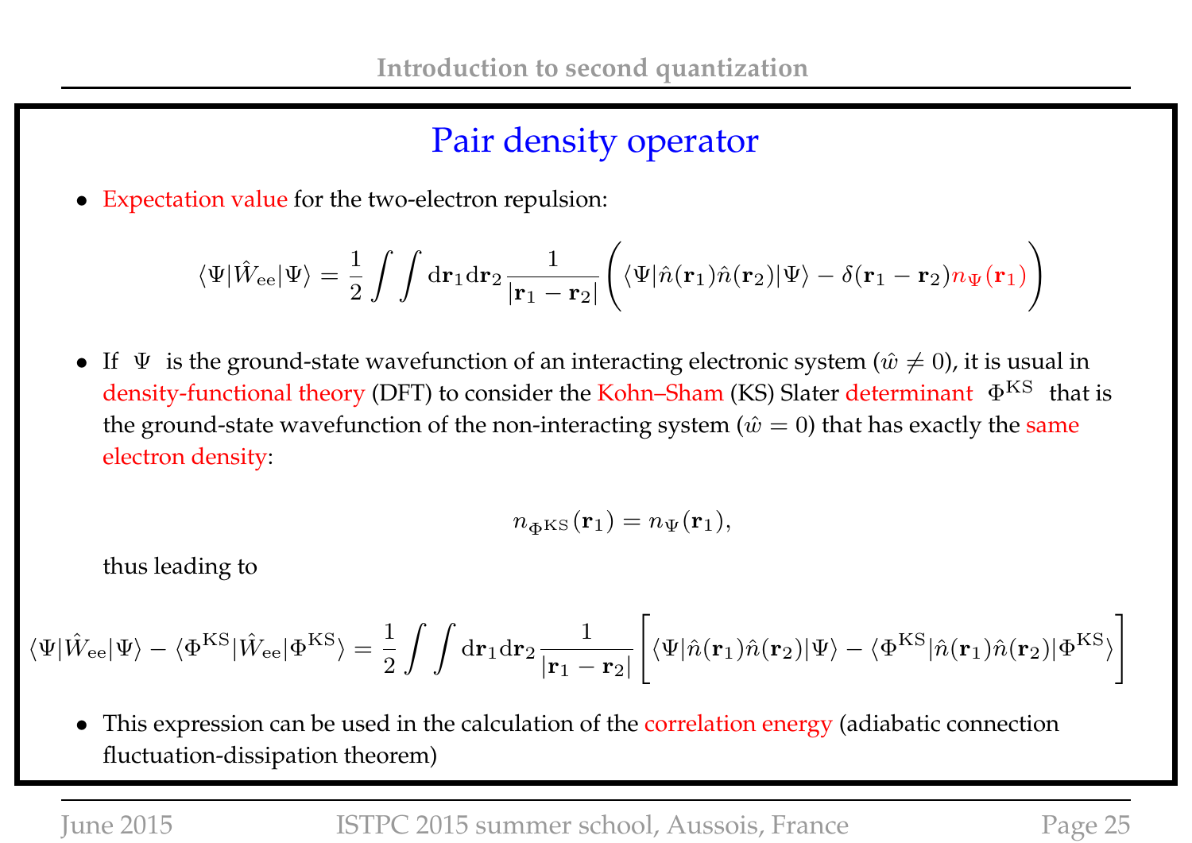# Pair density operator

- Expectation value for the two-electron repulsion:

$$\langle \Psi | \hat{W}_{\rm ee} | \Psi \rangle = \frac{1}{2} \int \int {\rm d}\mathbf{r}_1 {\rm d}\mathbf{r}_2 \, \frac{1}{|\mathbf{r}_1 - \mathbf{r}_2|} \left( \langle \Psi | \hat{n}(\mathbf{r}_1) \hat{n}(\mathbf{r}_2) | \Psi \rangle - \delta(\mathbf{r}_1 - \mathbf{r}_2) n_\Psi(\mathbf{r}_1) \right)$$

- If $\Psi$ is the ground-state wavefunction of an interacting electronic system ($\hat{w} \neq 0$), it is usual in density-functional theory (DFT) to consider the Kohn–Sham (KS) Slater determinant $\Phi^{\rm KS}$ that is the ground-state wavefunction of the non-interacting system ($\hat{w} = 0$) that has exactly the same electron density:

$$n_{\Phi^{\rm KS}}(\mathbf{r}_1) = n_\Psi(\mathbf{r}_1),$$

  thus leading to

$$\langle \Psi | \hat{W}_{\rm ee} | \Psi \rangle - \langle \Phi^{\rm KS} | \hat{W}_{\rm ee} | \Phi^{\rm KS} \rangle = \frac{1}{2} \int \int {\rm d}\mathbf{r}_1 {\rm d}\mathbf{r}_2 \, \frac{1}{|\mathbf{r}_1 - \mathbf{r}_2|} \left[ \langle \Psi | \hat{n}(\mathbf{r}_1) \hat{n}(\mathbf{r}_2) | \Psi \rangle - \langle \Phi^{\rm KS} | \hat{n}(\mathbf{r}_1) \hat{n}(\mathbf{r}_2) | \Phi^{\rm KS} \rangle \right]$$

- This expression can be used in the calculation of the correlation energy (adiabatic connection fluctuation-dissipation theorem)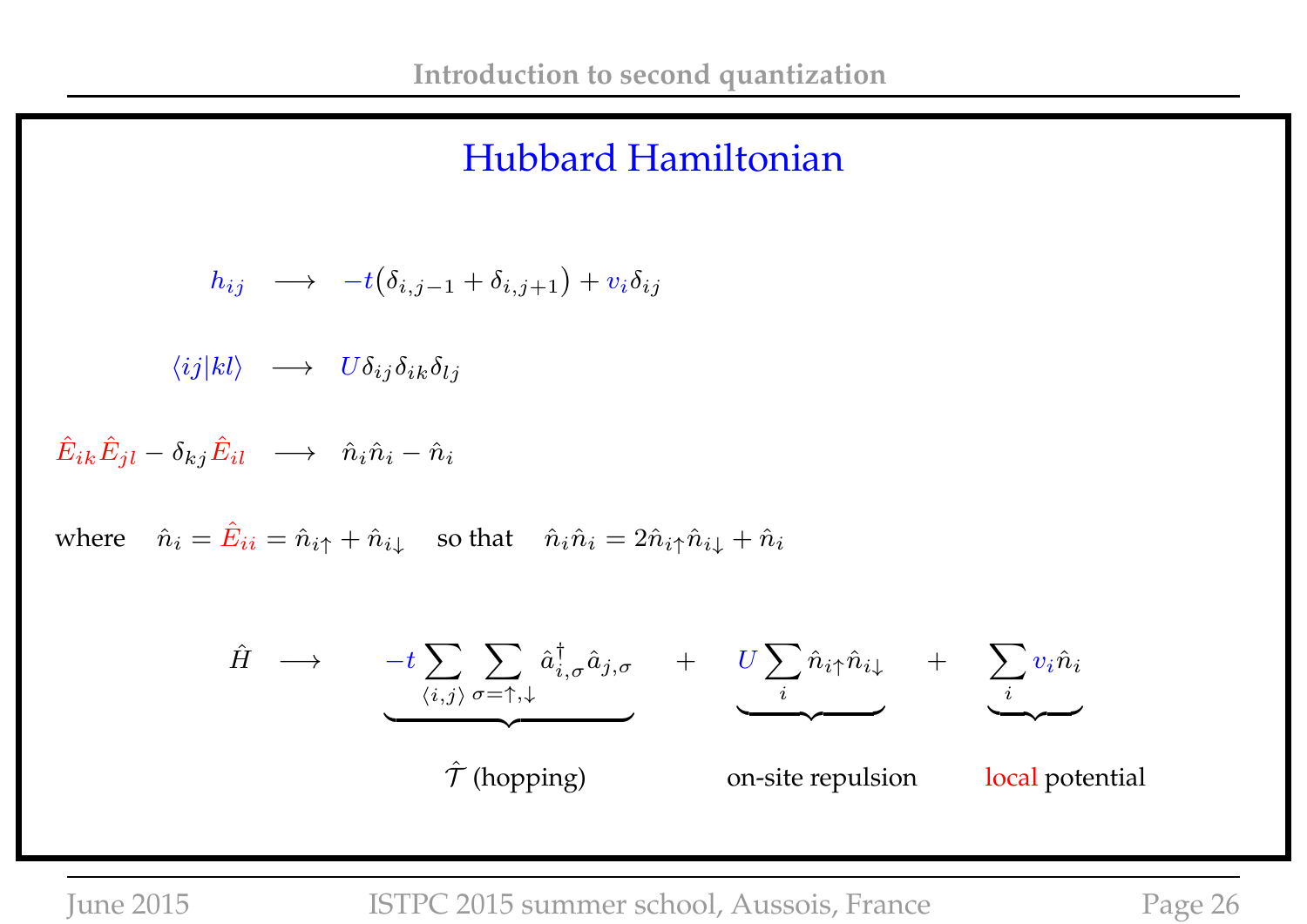# Hubbard Hamiltonian

$$h_{ij} \quad \longrightarrow \quad -t\big(\delta_{i,j-1} + \delta_{i,j+1}\big) + v_i \delta_{ij}$$

$$\langle ij|kl\rangle \quad \longrightarrow \quad U\delta_{ij}\delta_{ik}\delta_{lj}$$

$$\hat{E}_{ik}\hat{E}_{jl} - \delta_{kj}\hat{E}_{il} \quad \longrightarrow \quad \hat{n}_i\hat{n}_i - \hat{n}_i$$

where $\quad \hat{n}_i = \hat{E}_{ii} = \hat{n}_{i\uparrow} + \hat{n}_{i\downarrow} \quad$ so that $\quad \hat{n}_i\hat{n}_i = 2\hat{n}_{i\uparrow}\hat{n}_{i\downarrow} + \hat{n}_i$

$$\hat{H} \quad \longrightarrow \quad \underbrace{-t\sum_{\langle i,j\rangle}\sum_{\sigma=\uparrow,\downarrow}\hat{a}^{\dagger}_{i,\sigma}\hat{a}_{j,\sigma}}_{\hat{\mathcal{T}}\ \text{(hopping)}} \quad + \quad \underbrace{U\sum_{i}\hat{n}_{i\uparrow}\hat{n}_{i\downarrow}}_{\text{on-site repulsion}} \quad + \quad \underbrace{\sum_{i} v_i\hat{n}_i}_{\text{local potential}}$$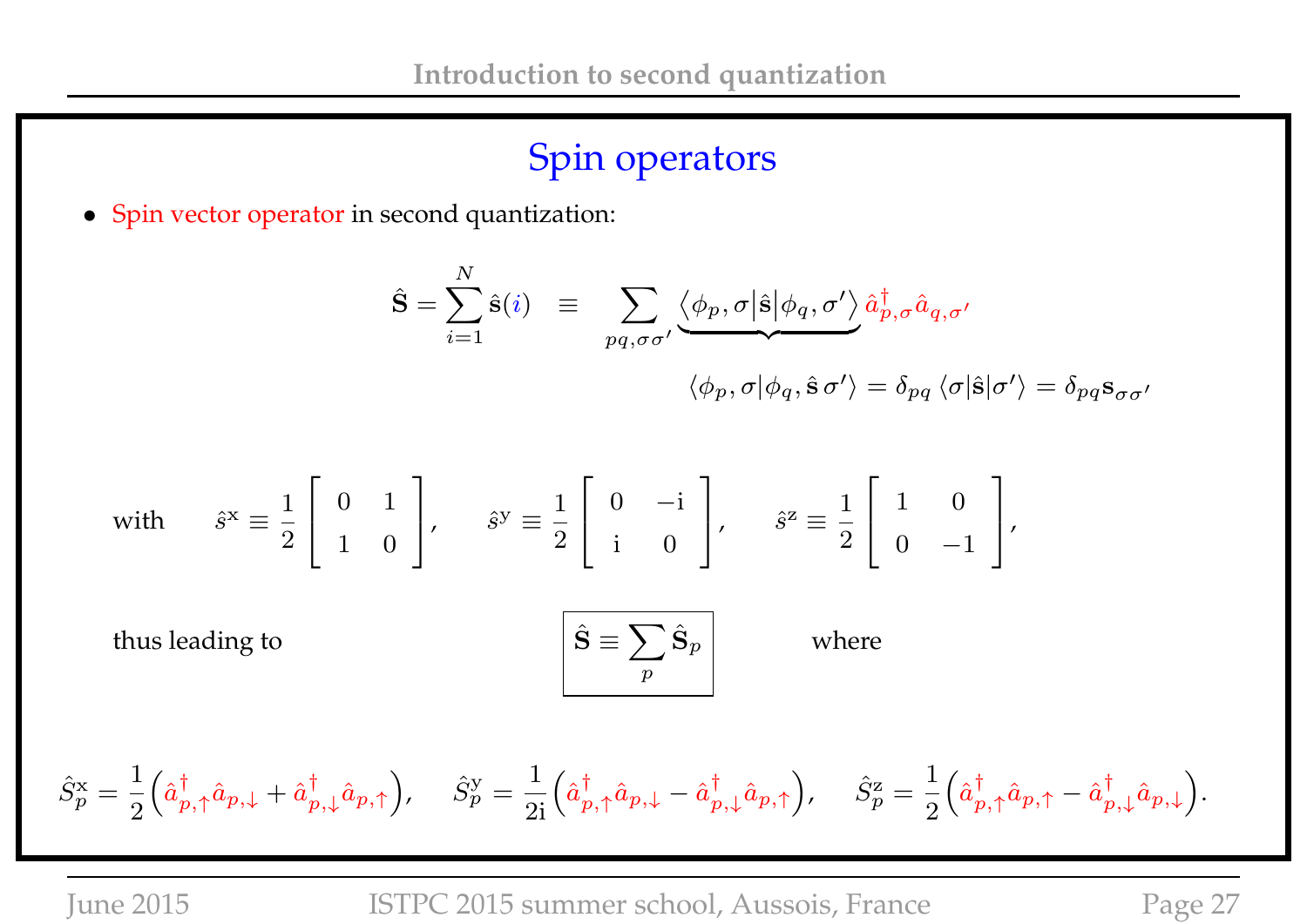## Spin operators

- Spin vector operator in second quantization:

$$\hat{\mathbf{S}} = \sum_{i=1}^{N} \hat{\mathbf{s}}(i) \quad \equiv \quad \sum_{pq,\sigma\sigma'} \underbrace{\left\langle \phi_p, \sigma \middle| \hat{\mathbf{s}} \middle| \phi_q, \sigma' \right\rangle}\, \hat{a}^{\dagger}_{p,\sigma} \hat{a}_{q,\sigma'}$$

$$\langle \phi_p, \sigma | \phi_q, \hat{\mathbf{s}}\, \sigma' \rangle = \delta_{pq} \, \langle \sigma | \hat{\mathbf{s}} | \sigma' \rangle = \delta_{pq} \mathbf{s}_{\sigma\sigma'}$$

with
$$\hat{s}^{\mathrm{x}} \equiv \frac{1}{2} \begin{bmatrix} 0 & 1 \\ 1 & 0 \end{bmatrix}, \quad \hat{s}^{\mathrm{y}} \equiv \frac{1}{2} \begin{bmatrix} 0 & -\mathrm{i} \\ \mathrm{i} & 0 \end{bmatrix}, \quad \hat{s}^{\mathrm{z}} \equiv \frac{1}{2} \begin{bmatrix} 1 & 0 \\ 0 & -1 \end{bmatrix},$$

thus leading to
$$\boxed{\hat{\mathbf{S}} \equiv \sum_{p} \hat{\mathbf{S}}_p}$$
where

$$\hat{S}^{\mathrm{x}}_p = \frac{1}{2}\left(\hat{a}^{\dagger}_{p,\uparrow}\hat{a}_{p,\downarrow} + \hat{a}^{\dagger}_{p,\downarrow}\hat{a}_{p,\uparrow}\right), \quad \hat{S}^{\mathrm{y}}_p = \frac{1}{2\mathrm{i}}\left(\hat{a}^{\dagger}_{p,\uparrow}\hat{a}_{p,\downarrow} - \hat{a}^{\dagger}_{p,\downarrow}\hat{a}_{p,\uparrow}\right), \quad \hat{S}^{\mathrm{z}}_p = \frac{1}{2}\left(\hat{a}^{\dagger}_{p,\uparrow}\hat{a}_{p,\uparrow} - \hat{a}^{\dagger}_{p,\downarrow}\hat{a}_{p,\downarrow}\right).$$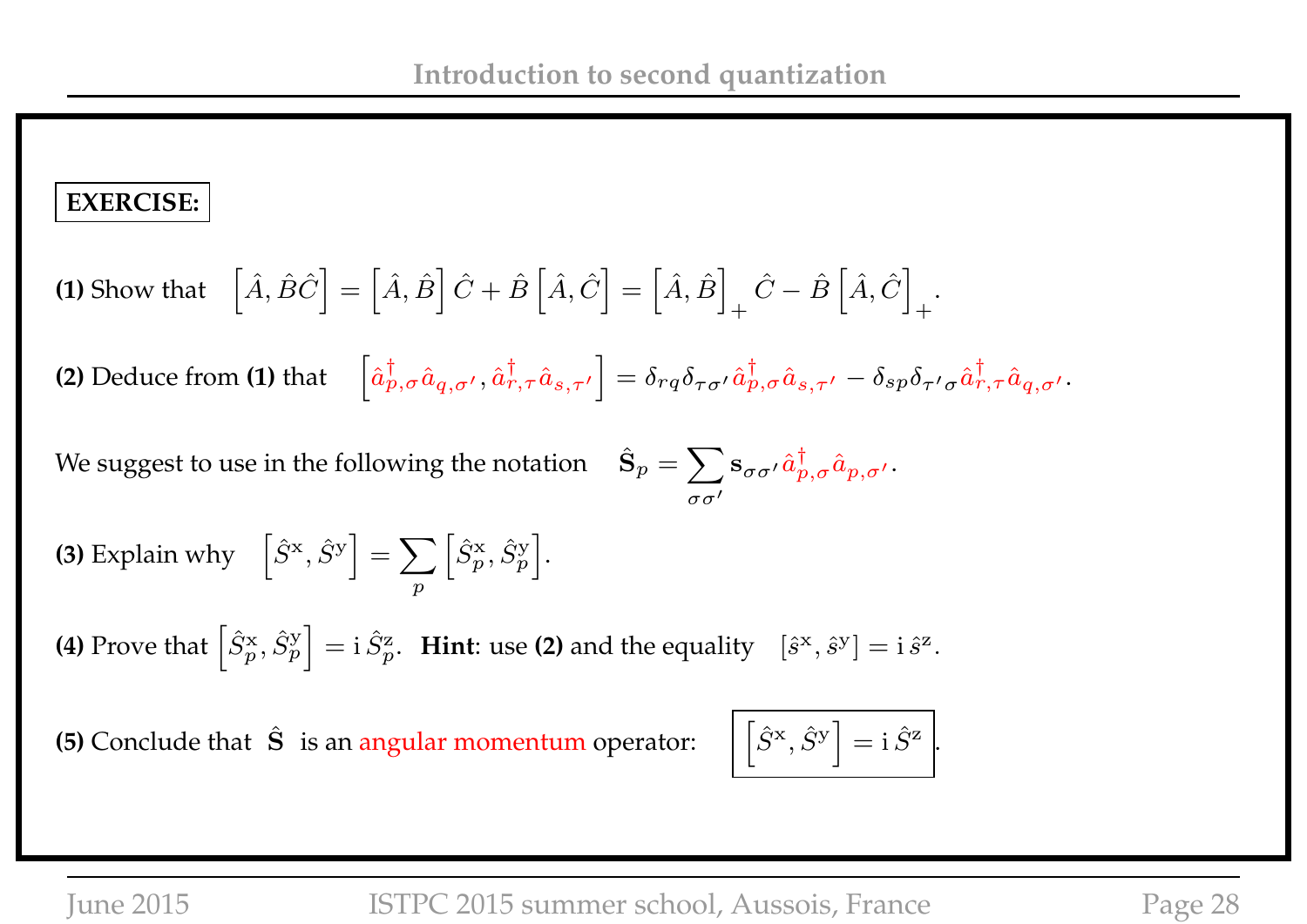**EXERCISE:**

**(1)** Show that $\left[\hat{A}, \hat{B}\hat{C}\right] = \left[\hat{A}, \hat{B}\right]\hat{C} + \hat{B}\left[\hat{A}, \hat{C}\right] = \left[\hat{A}, \hat{B}\right]_+ \hat{C} - \hat{B}\left[\hat{A}, \hat{C}\right]_+$.

**(2)** Deduce from **(1)** that $\left[\hat{a}^\dagger_{p,\sigma}\hat{a}_{q,\sigma'}, \hat{a}^\dagger_{r,\tau}\hat{a}_{s,\tau'}\right] = \delta_{rq}\delta_{\tau\sigma'}\hat{a}^\dagger_{p,\sigma}\hat{a}_{s,\tau'} - \delta_{sp}\delta_{\tau'\sigma}\hat{a}^\dagger_{r,\tau}\hat{a}_{q,\sigma'}$.

We suggest to use in the following the notation $\hat{\mathbf{S}}_p = \sum_{\sigma\sigma'} \mathbf{s}_{\sigma\sigma'}\hat{a}^\dagger_{p,\sigma}\hat{a}_{p,\sigma'}$.

**(3)** Explain why $\left[\hat{S}^{\mathrm{x}}, \hat{S}^{\mathrm{y}}\right] = \sum_p \left[\hat{S}^{\mathrm{x}}_p, \hat{S}^{\mathrm{y}}_p\right]$.

**(4)** Prove that $\left[\hat{S}^{\mathrm{x}}_p, \hat{S}^{\mathrm{y}}_p\right] = \mathrm{i}\,\hat{S}^{\mathrm{z}}_p$. **Hint**: use **(2)** and the equality $\left[\hat{s}^{\mathrm{x}}, \hat{s}^{\mathrm{y}}\right] = \mathrm{i}\,\hat{s}^{\mathrm{z}}$.

**(5)** Conclude that $\hat{\mathbf{S}}$ is an angular momentum operator: $\boxed{\left[\hat{S}^{\mathrm{x}}, \hat{S}^{\mathrm{y}}\right] = \mathrm{i}\,\hat{S}^{\mathrm{z}}}$.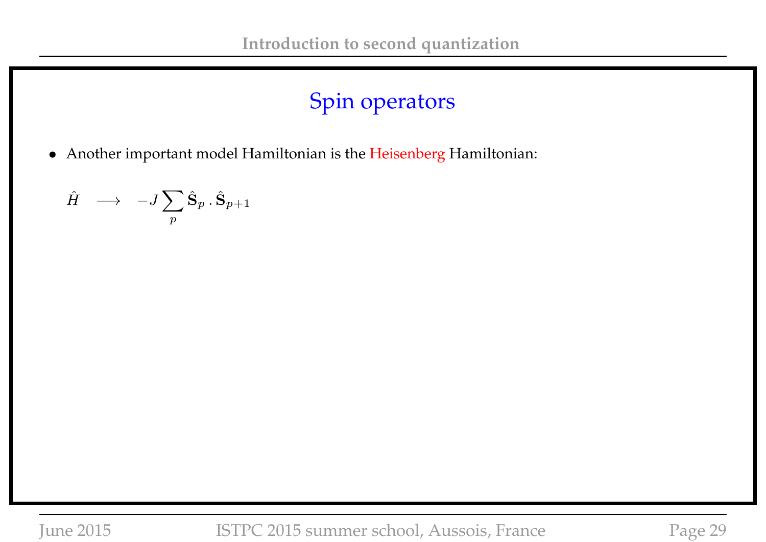## Spin operators

- Another important model Hamiltonian is the Heisenberg Hamiltonian:

$$\hat{H} \quad \longrightarrow \quad -J\sum_{p} \hat{\mathbf{S}}_p \,.\, \hat{\mathbf{S}}_{p+1}$$